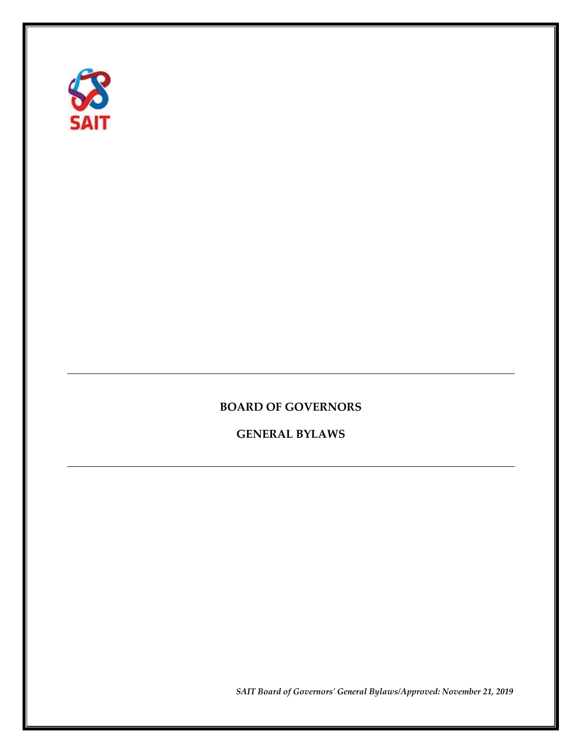SAIT

# BOARD OF GOVERNORS

# GENERAL BYLAWS

*SAIT Board of Governors' General Bylaws/Approved: November 21, 2019*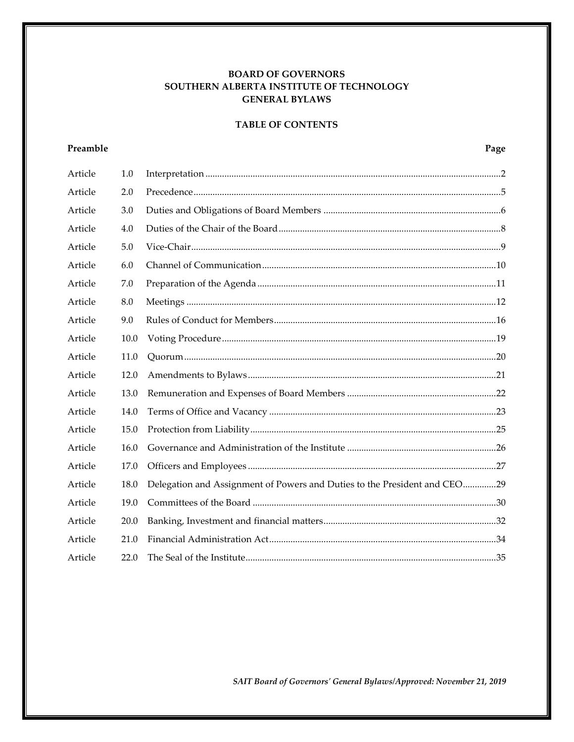**BOARD OF GOVERNORS**
**SOUTHERN ALBERTA INSTITUTE OF TECHNOLOGY**
**GENERAL BYLAWS**

**TABLE OF CONTENTS**

| **Preamble** | | | **Page** |
|---|---|---|---|
| Article | 1.0 | Interpretation | 2 |
| Article | 2.0 | Precedence | 5 |
| Article | 3.0 | Duties and Obligations of Board Members | 6 |
| Article | 4.0 | Duties of the Chair of the Board | 8 |
| Article | 5.0 | Vice-Chair | 9 |
| Article | 6.0 | Channel of Communication | 10 |
| Article | 7.0 | Preparation of the Agenda | 11 |
| Article | 8.0 | Meetings | 12 |
| Article | 9.0 | Rules of Conduct for Members | 16 |
| Article | 10.0 | Voting Procedure | 19 |
| Article | 11.0 | Quorum | 20 |
| Article | 12.0 | Amendments to Bylaws | 21 |
| Article | 13.0 | Remuneration and Expenses of Board Members | 22 |
| Article | 14.0 | Terms of Office and Vacancy | 23 |
| Article | 15.0 | Protection from Liability | 25 |
| Article | 16.0 | Governance and Administration of the Institute | 26 |
| Article | 17.0 | Officers and Employees | 27 |
| Article | 18.0 | Delegation and Assignment of Powers and Duties to the President and CEO | 29 |
| Article | 19.0 | Committees of the Board | 30 |
| Article | 20.0 | Banking, Investment and financial matters | 32 |
| Article | 21.0 | Financial Administration Act | 34 |
| Article | 22.0 | The Seal of the Institute | 35 |

*SAIT Board of Governors' General Bylaws/Approved: November 21, 2019*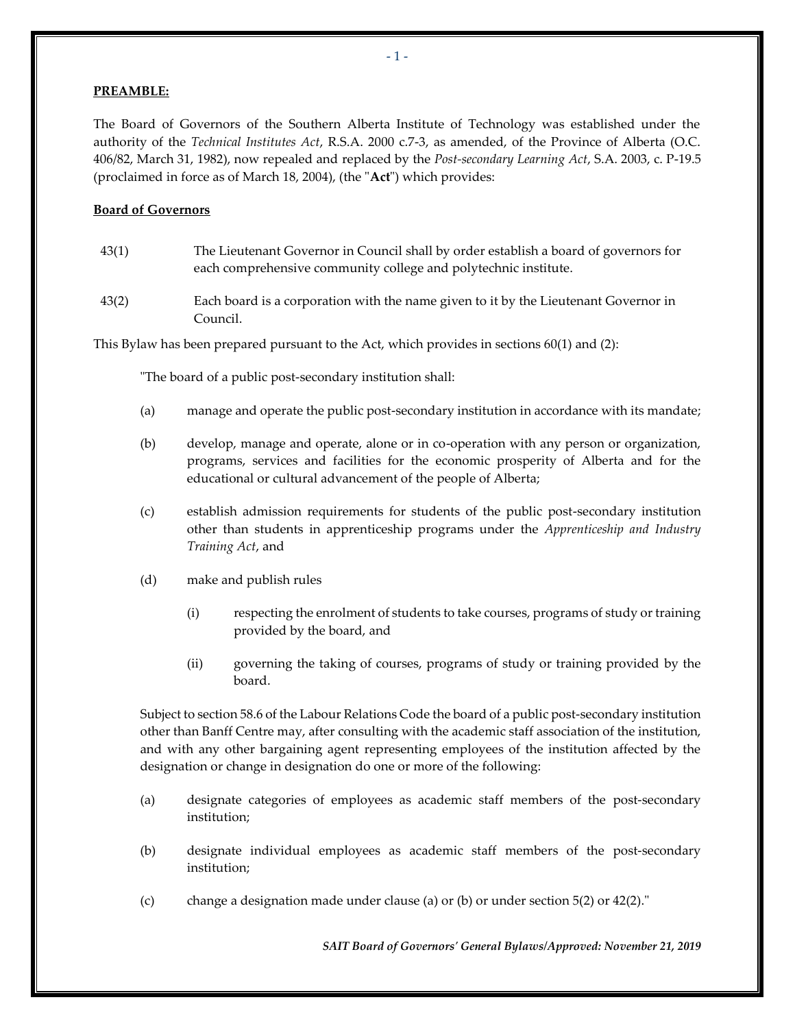**PREAMBLE:**

The Board of Governors of the Southern Alberta Institute of Technology was established under the authority of the *Technical Institutes Act*, R.S.A. 2000 c.7-3, as amended, of the Province of Alberta (O.C. 406/82, March 31, 1982), now repealed and replaced by the *Post-secondary Learning Act*, S.A. 2003, c. P-19.5 (proclaimed in force as of March 18, 2004), (the "**Act**") which provides:

**Board of Governors**

43(1) The Lieutenant Governor in Council shall by order establish a board of governors for each comprehensive community college and polytechnic institute.

43(2) Each board is a corporation with the name given to it by the Lieutenant Governor in Council.

This Bylaw has been prepared pursuant to the Act, which provides in sections 60(1) and (2):

"The board of a public post-secondary institution shall:

(a) manage and operate the public post-secondary institution in accordance with its mandate;

(b) develop, manage and operate, alone or in co-operation with any person or organization, programs, services and facilities for the economic prosperity of Alberta and for the educational or cultural advancement of the people of Alberta;

(c) establish admission requirements for students of the public post-secondary institution other than students in apprenticeship programs under the *Apprenticeship and Industry Training Act*, and

(d) make and publish rules

   (i) respecting the enrolment of students to take courses, programs of study or training provided by the board, and

   (ii) governing the taking of courses, programs of study or training provided by the board.

Subject to section 58.6 of the Labour Relations Code the board of a public post-secondary institution other than Banff Centre may, after consulting with the academic staff association of the institution, and with any other bargaining agent representing employees of the institution affected by the designation or change in designation do one or more of the following:

(a) designate categories of employees as academic staff members of the post-secondary institution;

(b) designate individual employees as academic staff members of the post-secondary institution;

(c) change a designation made under clause (a) or (b) or under section 5(2) or 42(2)."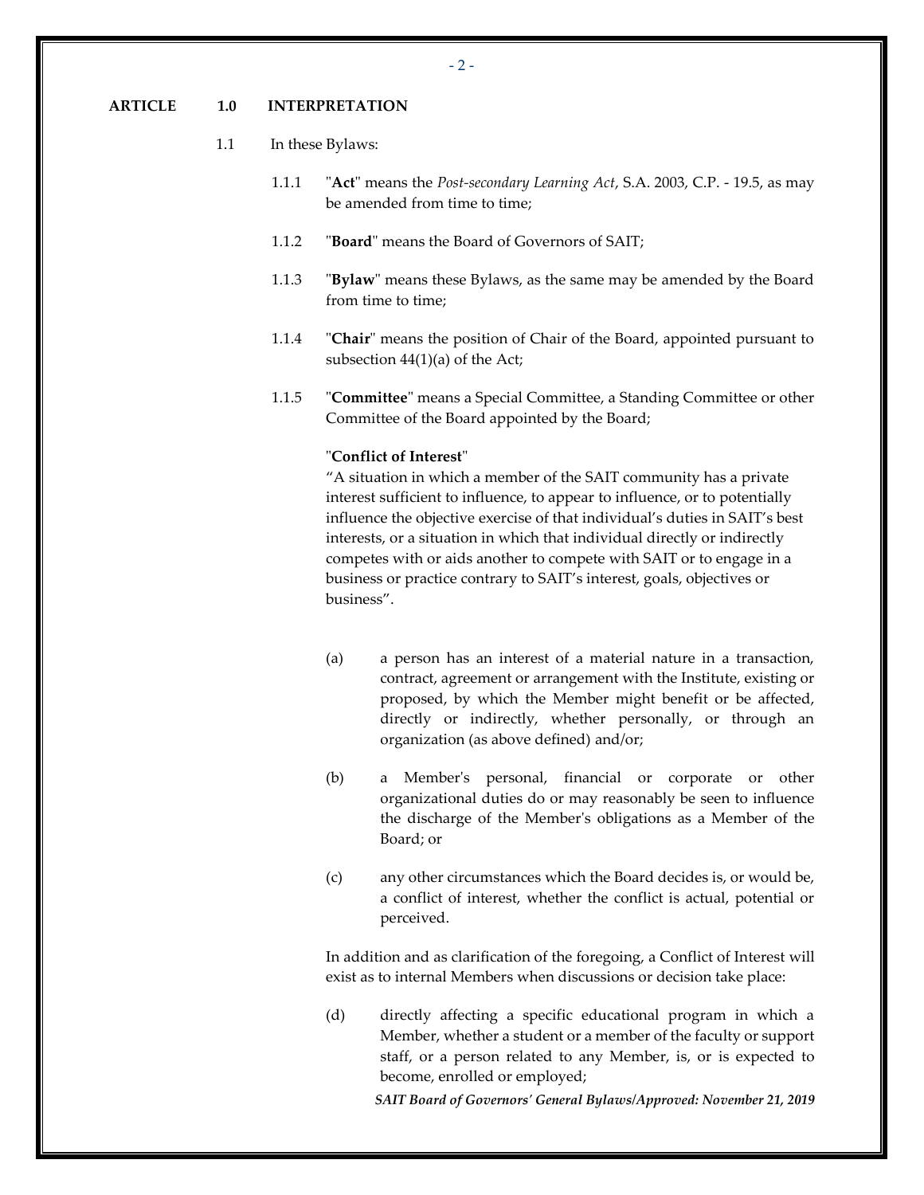**ARTICLE 1.0 INTERPRETATION**

1.1 In these Bylaws:

1.1.1 "**Act**" means the *Post-secondary Learning Act*, S.A. 2003, C.P. - 19.5, as may be amended from time to time;

1.1.2 "**Board**" means the Board of Governors of SAIT;

1.1.3 "**Bylaw**" means these Bylaws, as the same may be amended by the Board from time to time;

1.1.4 "**Chair**" means the position of Chair of the Board, appointed pursuant to subsection 44(1)(a) of the Act;

1.1.5 "**Committee**" means a Special Committee, a Standing Committee or other Committee of the Board appointed by the Board;

"**Conflict of Interest**"
"A situation in which a member of the SAIT community has a private interest sufficient to influence, to appear to influence, or to potentially influence the objective exercise of that individual's duties in SAIT's best interests, or a situation in which that individual directly or indirectly competes with or aids another to compete with SAIT or to engage in a business or practice contrary to SAIT's interest, goals, objectives or business".

(a) a person has an interest of a material nature in a transaction, contract, agreement or arrangement with the Institute, existing or proposed, by which the Member might benefit or be affected, directly or indirectly, whether personally, or through an organization (as above defined) and/or;

(b) a Member's personal, financial or corporate or other organizational duties do or may reasonably be seen to influence the discharge of the Member's obligations as a Member of the Board; or

(c) any other circumstances which the Board decides is, or would be, a conflict of interest, whether the conflict is actual, potential or perceived.

In addition and as clarification of the foregoing, a Conflict of Interest will exist as to internal Members when discussions or decision take place:

(d) directly affecting a specific educational program in which a Member, whether a student or a member of the faculty or support staff, or a person related to any Member, is, or is expected to become, enrolled or employed;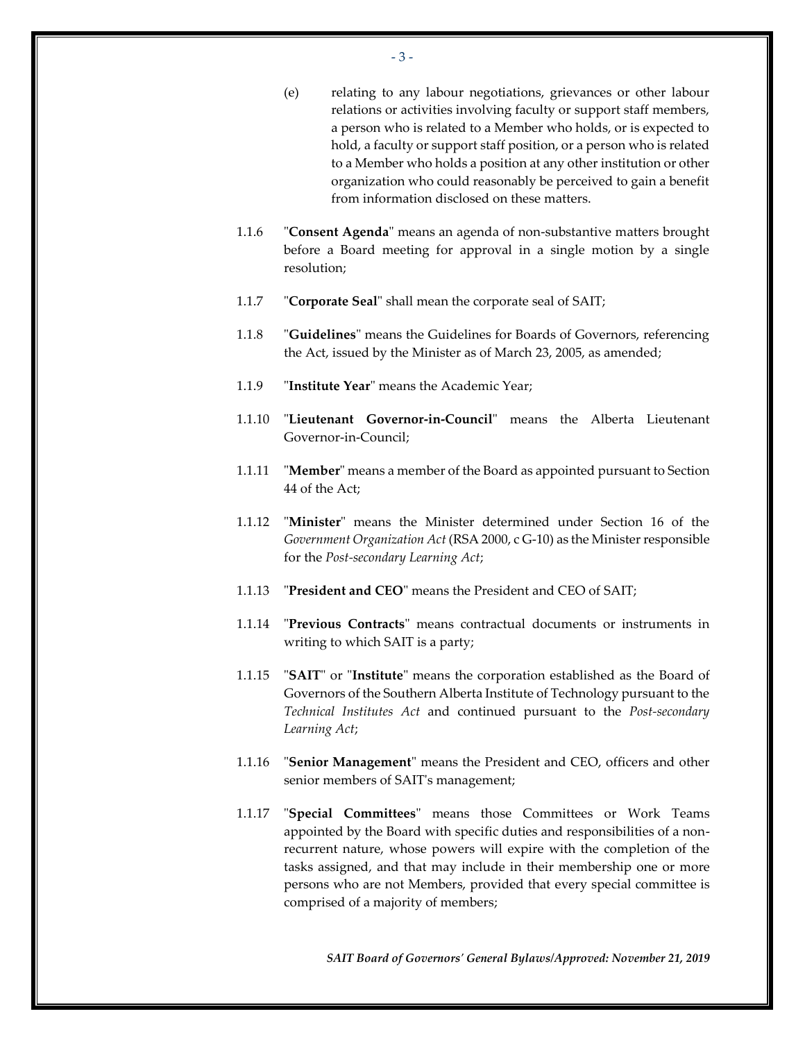(e) relating to any labour negotiations, grievances or other labour relations or activities involving faculty or support staff members, a person who is related to a Member who holds, or is expected to hold, a faculty or support staff position, or a person who is related to a Member who holds a position at any other institution or other organization who could reasonably be perceived to gain a benefit from information disclosed on these matters.

1.1.6 "**Consent Agenda**" means an agenda of non-substantive matters brought before a Board meeting for approval in a single motion by a single resolution;

1.1.7 "**Corporate Seal**" shall mean the corporate seal of SAIT;

1.1.8 "**Guidelines**" means the Guidelines for Boards of Governors, referencing the Act, issued by the Minister as of March 23, 2005, as amended;

1.1.9 "**Institute Year**" means the Academic Year;

1.1.10 "**Lieutenant Governor-in-Council**" means the Alberta Lieutenant Governor-in-Council;

1.1.11 "**Member**" means a member of the Board as appointed pursuant to Section 44 of the Act;

1.1.12 "**Minister**" means the Minister determined under Section 16 of the *Government Organization Act* (RSA 2000, c G-10) as the Minister responsible for the *Post-secondary Learning Act*;

1.1.13 "**President and CEO**" means the President and CEO of SAIT;

1.1.14 "**Previous Contracts**" means contractual documents or instruments in writing to which SAIT is a party;

1.1.15 "**SAIT**" or "**Institute**" means the corporation established as the Board of Governors of the Southern Alberta Institute of Technology pursuant to the *Technical Institutes Act* and continued pursuant to the *Post-secondary Learning Act*;

1.1.16 "**Senior Management**" means the President and CEO, officers and other senior members of SAIT's management;

1.1.17 "**Special Committees**" means those Committees or Work Teams appointed by the Board with specific duties and responsibilities of a non-recurrent nature, whose powers will expire with the completion of the tasks assigned, and that may include in their membership one or more persons who are not Members, provided that every special committee is comprised of a majority of members;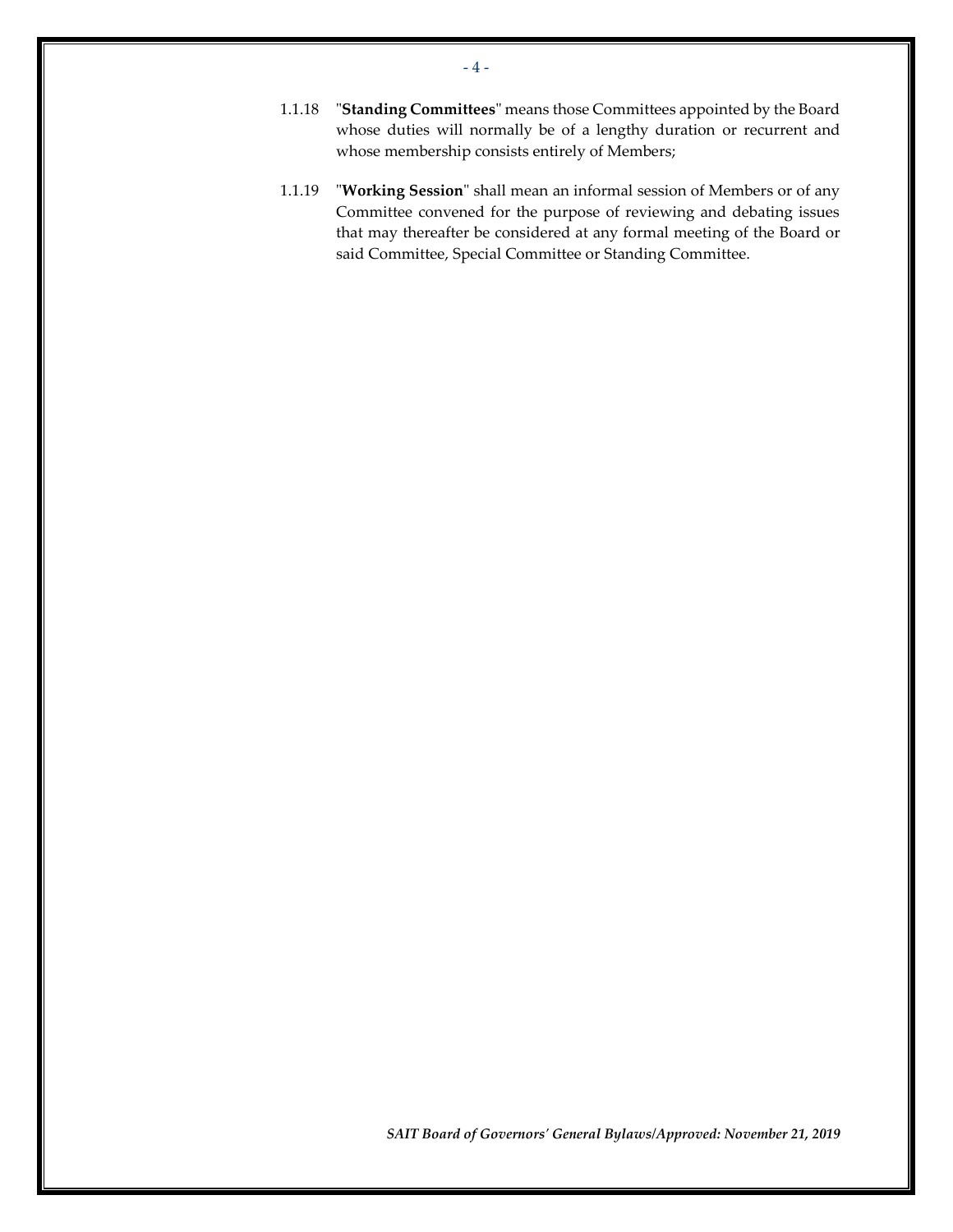1.1.18 "**Standing Committees**" means those Committees appointed by the Board whose duties will normally be of a lengthy duration or recurrent and whose membership consists entirely of Members;

1.1.19 "**Working Session**" shall mean an informal session of Members or of any Committee convened for the purpose of reviewing and debating issues that may thereafter be considered at any formal meeting of the Board or said Committee, Special Committee or Standing Committee.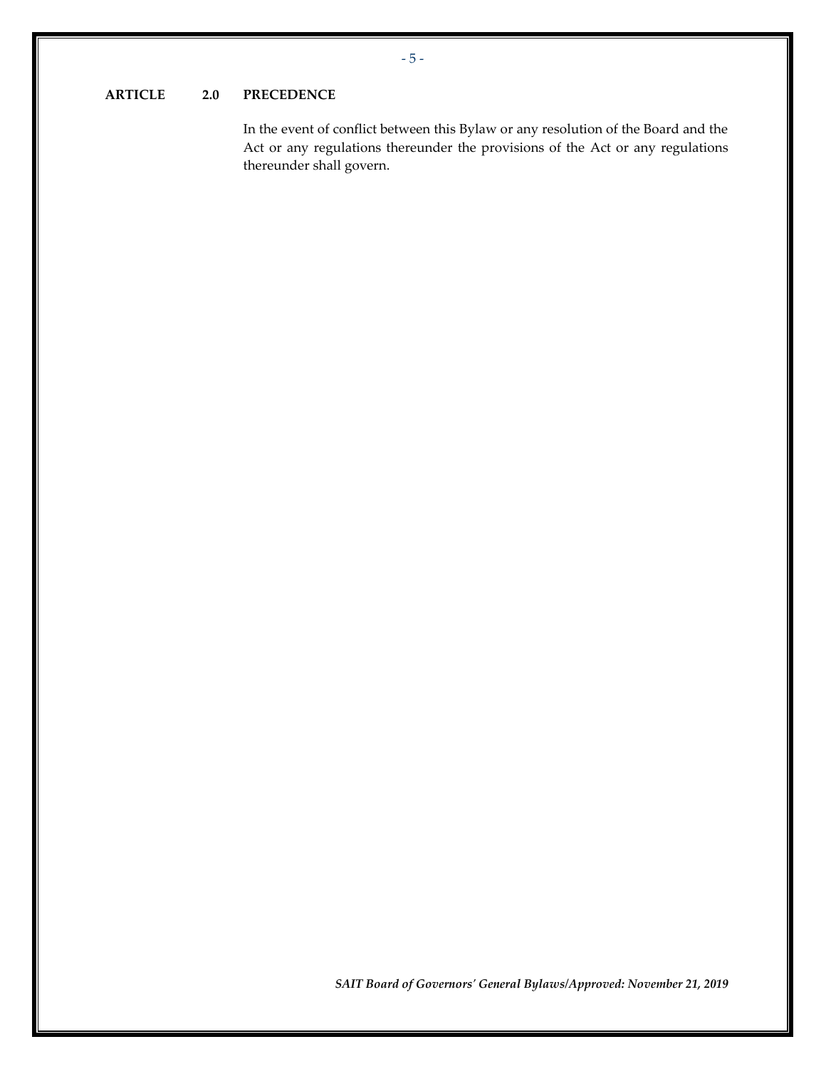## ARTICLE 2.0 PRECEDENCE

In the event of conflict between this Bylaw or any resolution of the Board and the Act or any regulations thereunder the provisions of the Act or any regulations thereunder shall govern.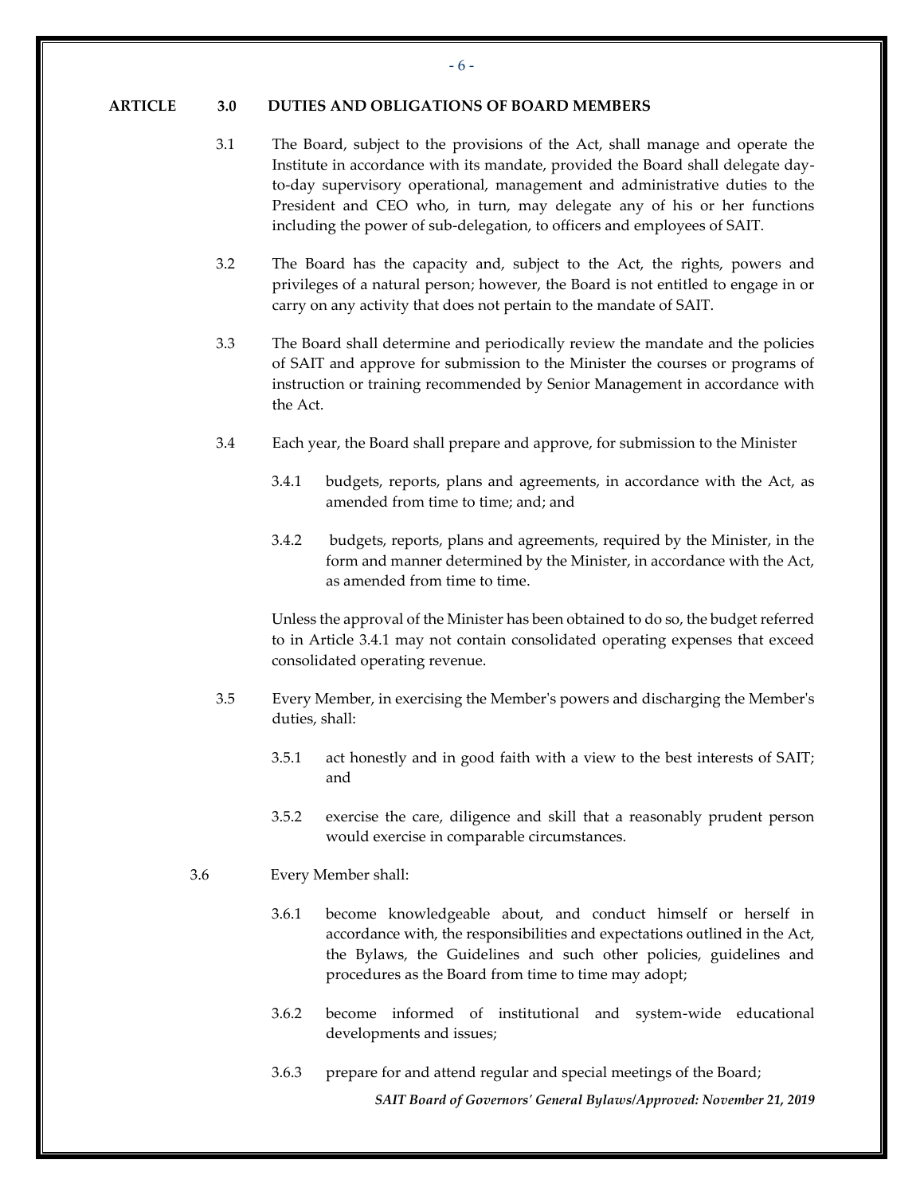## ARTICLE 3.0 DUTIES AND OBLIGATIONS OF BOARD MEMBERS

3.1 The Board, subject to the provisions of the Act, shall manage and operate the Institute in accordance with its mandate, provided the Board shall delegate day-to-day supervisory operational, management and administrative duties to the President and CEO who, in turn, may delegate any of his or her functions including the power of sub-delegation, to officers and employees of SAIT.

3.2 The Board has the capacity and, subject to the Act, the rights, powers and privileges of a natural person; however, the Board is not entitled to engage in or carry on any activity that does not pertain to the mandate of SAIT.

3.3 The Board shall determine and periodically review the mandate and the policies of SAIT and approve for submission to the Minister the courses or programs of instruction or training recommended by Senior Management in accordance with the Act.

3.4 Each year, the Board shall prepare and approve, for submission to the Minister

3.4.1 budgets, reports, plans and agreements, in accordance with the Act, as amended from time to time; and; and

3.4.2 budgets, reports, plans and agreements, required by the Minister, in the form and manner determined by the Minister, in accordance with the Act, as amended from time to time.

Unless the approval of the Minister has been obtained to do so, the budget referred to in Article 3.4.1 may not contain consolidated operating expenses that exceed consolidated operating revenue.

3.5 Every Member, in exercising the Member's powers and discharging the Member's duties, shall:

3.5.1 act honestly and in good faith with a view to the best interests of SAIT; and

3.5.2 exercise the care, diligence and skill that a reasonably prudent person would exercise in comparable circumstances.

3.6 Every Member shall:

3.6.1 become knowledgeable about, and conduct himself or herself in accordance with, the responsibilities and expectations outlined in the Act, the Bylaws, the Guidelines and such other policies, guidelines and procedures as the Board from time to time may adopt;

3.6.2 become informed of institutional and system-wide educational developments and issues;

3.6.3 prepare for and attend regular and special meetings of the Board;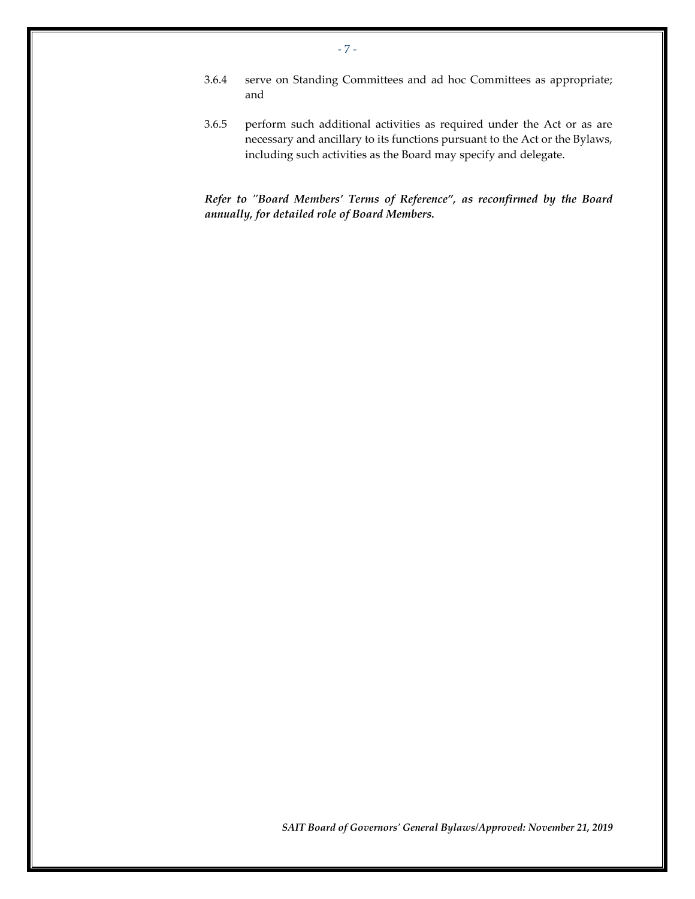3.6.4 serve on Standing Committees and ad hoc Committees as appropriate; and

3.6.5 perform such additional activities as required under the Act or as are necessary and ancillary to its functions pursuant to the Act or the Bylaws, including such activities as the Board may specify and delegate.

***Refer to "Board Members' Terms of Reference", as reconfirmed by the Board annually, for detailed role of Board Members.***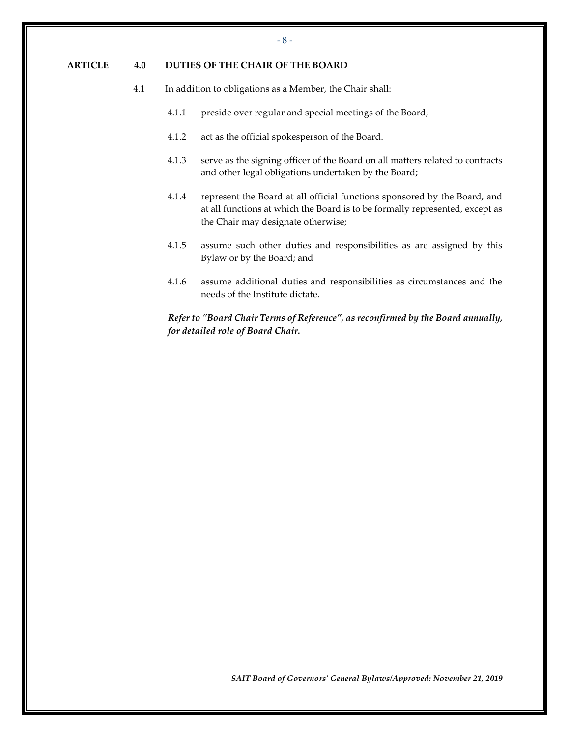## ARTICLE 4.0 DUTIES OF THE CHAIR OF THE BOARD

4.1 In addition to obligations as a Member, the Chair shall:

4.1.1 preside over regular and special meetings of the Board;

4.1.2 act as the official spokesperson of the Board.

4.1.3 serve as the signing officer of the Board on all matters related to contracts and other legal obligations undertaken by the Board;

4.1.4 represent the Board at all official functions sponsored by the Board, and at all functions at which the Board is to be formally represented, except as the Chair may designate otherwise;

4.1.5 assume such other duties and responsibilities as are assigned by this Bylaw or by the Board; and

4.1.6 assume additional duties and responsibilities as circumstances and the needs of the Institute dictate.

***Refer to "Board Chair Terms of Reference", as reconfirmed by the Board annually, for detailed role of Board Chair.***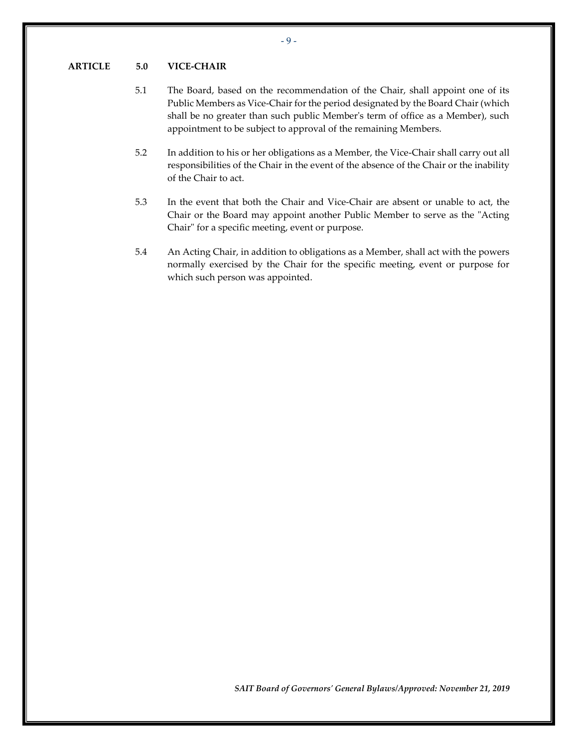## ARTICLE 5.0 VICE-CHAIR

5.1 The Board, based on the recommendation of the Chair, shall appoint one of its Public Members as Vice-Chair for the period designated by the Board Chair (which shall be no greater than such public Member's term of office as a Member), such appointment to be subject to approval of the remaining Members.

5.2 In addition to his or her obligations as a Member, the Vice-Chair shall carry out all responsibilities of the Chair in the event of the absence of the Chair or the inability of the Chair to act.

5.3 In the event that both the Chair and Vice-Chair are absent or unable to act, the Chair or the Board may appoint another Public Member to serve as the "Acting Chair" for a specific meeting, event or purpose.

5.4 An Acting Chair, in addition to obligations as a Member, shall act with the powers normally exercised by the Chair for the specific meeting, event or purpose for which such person was appointed.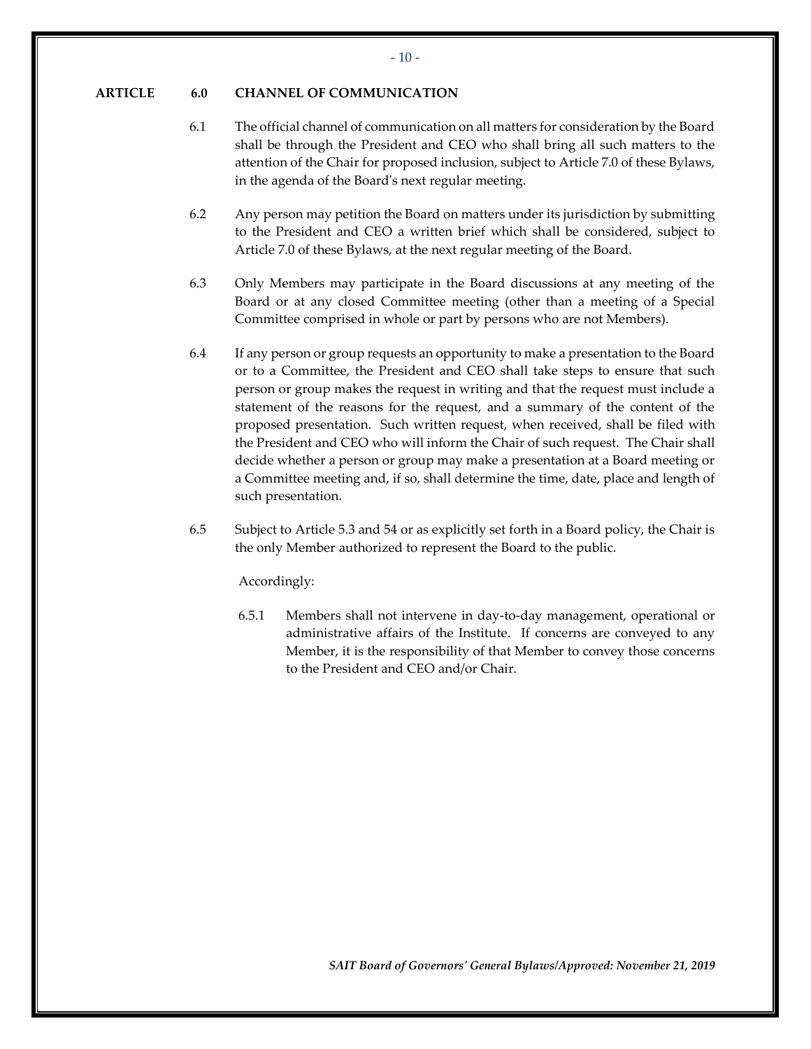## ARTICLE 6.0 CHANNEL OF COMMUNICATION

6.1 The official channel of communication on all matters for consideration by the Board shall be through the President and CEO who shall bring all such matters to the attention of the Chair for proposed inclusion, subject to Article 7.0 of these Bylaws, in the agenda of the Board's next regular meeting.

6.2 Any person may petition the Board on matters under its jurisdiction by submitting to the President and CEO a written brief which shall be considered, subject to Article 7.0 of these Bylaws, at the next regular meeting of the Board.

6.3 Only Members may participate in the Board discussions at any meeting of the Board or at any closed Committee meeting (other than a meeting of a Special Committee comprised in whole or part by persons who are not Members).

6.4 If any person or group requests an opportunity to make a presentation to the Board or to a Committee, the President and CEO shall take steps to ensure that such person or group makes the request in writing and that the request must include a statement of the reasons for the request, and a summary of the content of the proposed presentation. Such written request, when received, shall be filed with the President and CEO who will inform the Chair of such request. The Chair shall decide whether a person or group may make a presentation at a Board meeting or a Committee meeting and, if so, shall determine the time, date, place and length of such presentation.

6.5 Subject to Article 5.3 and 54 or as explicitly set forth in a Board policy, the Chair is the only Member authorized to represent the Board to the public.

Accordingly:

6.5.1 Members shall not intervene in day-to-day management, operational or administrative affairs of the Institute. If concerns are conveyed to any Member, it is the responsibility of that Member to convey those concerns to the President and CEO and/or Chair.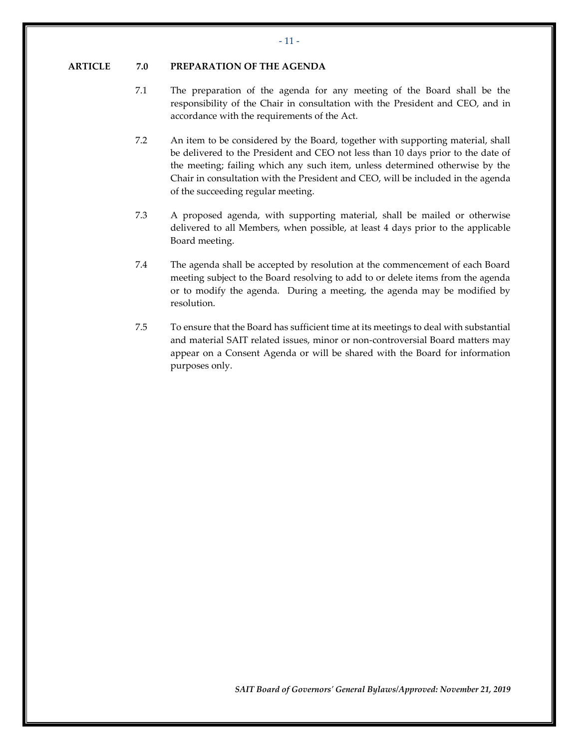## ARTICLE 7.0 PREPARATION OF THE AGENDA

7.1 The preparation of the agenda for any meeting of the Board shall be the responsibility of the Chair in consultation with the President and CEO, and in accordance with the requirements of the Act.

7.2 An item to be considered by the Board, together with supporting material, shall be delivered to the President and CEO not less than 10 days prior to the date of the meeting; failing which any such item, unless determined otherwise by the Chair in consultation with the President and CEO, will be included in the agenda of the succeeding regular meeting.

7.3 A proposed agenda, with supporting material, shall be mailed or otherwise delivered to all Members, when possible, at least 4 days prior to the applicable Board meeting.

7.4 The agenda shall be accepted by resolution at the commencement of each Board meeting subject to the Board resolving to add to or delete items from the agenda or to modify the agenda. During a meeting, the agenda may be modified by resolution.

7.5 To ensure that the Board has sufficient time at its meetings to deal with substantial and material SAIT related issues, minor or non-controversial Board matters may appear on a Consent Agenda or will be shared with the Board for information purposes only.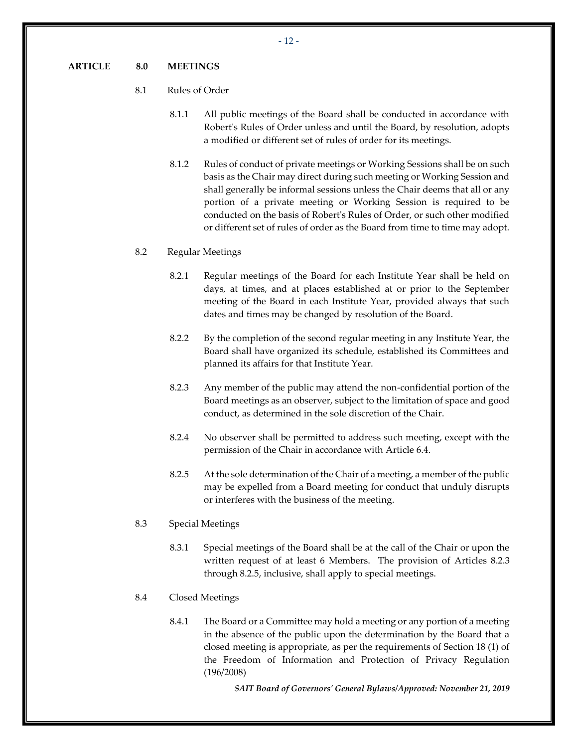## ARTICLE 8.0 MEETINGS

### 8.1 Rules of Order

8.1.1 All public meetings of the Board shall be conducted in accordance with Robert's Rules of Order unless and until the Board, by resolution, adopts a modified or different set of rules of order for its meetings.

8.1.2 Rules of conduct of private meetings or Working Sessions shall be on such basis as the Chair may direct during such meeting or Working Session and shall generally be informal sessions unless the Chair deems that all or any portion of a private meeting or Working Session is required to be conducted on the basis of Robert's Rules of Order, or such other modified or different set of rules of order as the Board from time to time may adopt.

### 8.2 Regular Meetings

8.2.1 Regular meetings of the Board for each Institute Year shall be held on days, at times, and at places established at or prior to the September meeting of the Board in each Institute Year, provided always that such dates and times may be changed by resolution of the Board.

8.2.2 By the completion of the second regular meeting in any Institute Year, the Board shall have organized its schedule, established its Committees and planned its affairs for that Institute Year.

8.2.3 Any member of the public may attend the non-confidential portion of the Board meetings as an observer, subject to the limitation of space and good conduct, as determined in the sole discretion of the Chair.

8.2.4 No observer shall be permitted to address such meeting, except with the permission of the Chair in accordance with Article 6.4.

8.2.5 At the sole determination of the Chair of a meeting, a member of the public may be expelled from a Board meeting for conduct that unduly disrupts or interferes with the business of the meeting.

### 8.3 Special Meetings

8.3.1 Special meetings of the Board shall be at the call of the Chair or upon the written request of at least 6 Members. The provision of Articles 8.2.3 through 8.2.5, inclusive, shall apply to special meetings.

### 8.4 Closed Meetings

8.4.1 The Board or a Committee may hold a meeting or any portion of a meeting in the absence of the public upon the determination by the Board that a closed meeting is appropriate, as per the requirements of Section 18 (1) of the Freedom of Information and Protection of Privacy Regulation (196/2008)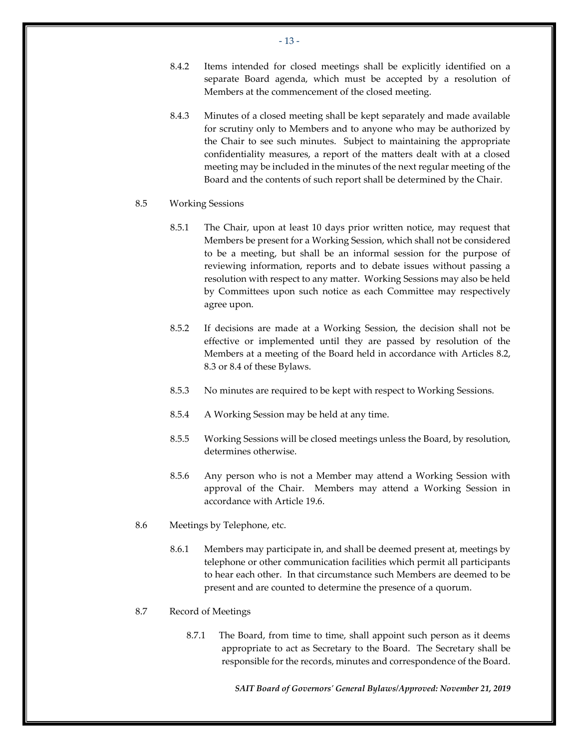8.4.2 Items intended for closed meetings shall be explicitly identified on a separate Board agenda, which must be accepted by a resolution of Members at the commencement of the closed meeting.

8.4.3 Minutes of a closed meeting shall be kept separately and made available for scrutiny only to Members and to anyone who may be authorized by the Chair to see such minutes. Subject to maintaining the appropriate confidentiality measures, a report of the matters dealt with at a closed meeting may be included in the minutes of the next regular meeting of the Board and the contents of such report shall be determined by the Chair.

8.5 Working Sessions

8.5.1 The Chair, upon at least 10 days prior written notice, may request that Members be present for a Working Session, which shall not be considered to be a meeting, but shall be an informal session for the purpose of reviewing information, reports and to debate issues without passing a resolution with respect to any matter. Working Sessions may also be held by Committees upon such notice as each Committee may respectively agree upon.

8.5.2 If decisions are made at a Working Session, the decision shall not be effective or implemented until they are passed by resolution of the Members at a meeting of the Board held in accordance with Articles 8.2, 8.3 or 8.4 of these Bylaws.

8.5.3 No minutes are required to be kept with respect to Working Sessions.

8.5.4 A Working Session may be held at any time.

8.5.5 Working Sessions will be closed meetings unless the Board, by resolution, determines otherwise.

8.5.6 Any person who is not a Member may attend a Working Session with approval of the Chair. Members may attend a Working Session in accordance with Article 19.6.

8.6 Meetings by Telephone, etc.

8.6.1 Members may participate in, and shall be deemed present at, meetings by telephone or other communication facilities which permit all participants to hear each other. In that circumstance such Members are deemed to be present and are counted to determine the presence of a quorum.

8.7 Record of Meetings

8.7.1 The Board, from time to time, shall appoint such person as it deems appropriate to act as Secretary to the Board. The Secretary shall be responsible for the records, minutes and correspondence of the Board.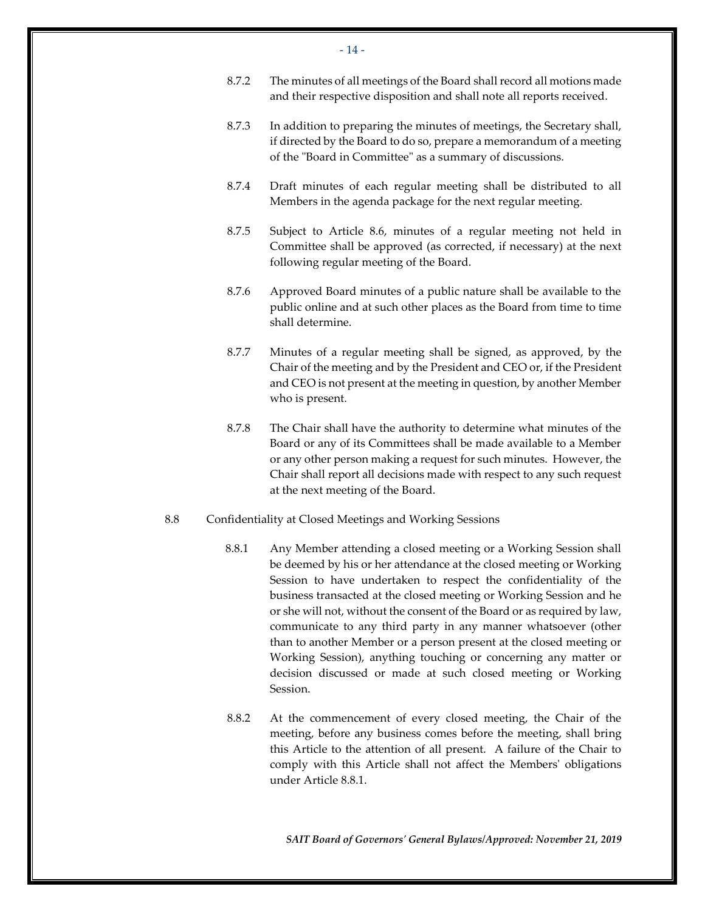8.7.2 The minutes of all meetings of the Board shall record all motions made and their respective disposition and shall note all reports received.

8.7.3 In addition to preparing the minutes of meetings, the Secretary shall, if directed by the Board to do so, prepare a memorandum of a meeting of the "Board in Committee" as a summary of discussions.

8.7.4 Draft minutes of each regular meeting shall be distributed to all Members in the agenda package for the next regular meeting.

8.7.5 Subject to Article 8.6, minutes of a regular meeting not held in Committee shall be approved (as corrected, if necessary) at the next following regular meeting of the Board.

8.7.6 Approved Board minutes of a public nature shall be available to the public online and at such other places as the Board from time to time shall determine.

8.7.7 Minutes of a regular meeting shall be signed, as approved, by the Chair of the meeting and by the President and CEO or, if the President and CEO is not present at the meeting in question, by another Member who is present.

8.7.8 The Chair shall have the authority to determine what minutes of the Board or any of its Committees shall be made available to a Member or any other person making a request for such minutes. However, the Chair shall report all decisions made with respect to any such request at the next meeting of the Board.

8.8 Confidentiality at Closed Meetings and Working Sessions

8.8.1 Any Member attending a closed meeting or a Working Session shall be deemed by his or her attendance at the closed meeting or Working Session to have undertaken to respect the confidentiality of the business transacted at the closed meeting or Working Session and he or she will not, without the consent of the Board or as required by law, communicate to any third party in any manner whatsoever (other than to another Member or a person present at the closed meeting or Working Session), anything touching or concerning any matter or decision discussed or made at such closed meeting or Working Session.

8.8.2 At the commencement of every closed meeting, the Chair of the meeting, before any business comes before the meeting, shall bring this Article to the attention of all present. A failure of the Chair to comply with this Article shall not affect the Members' obligations under Article 8.8.1.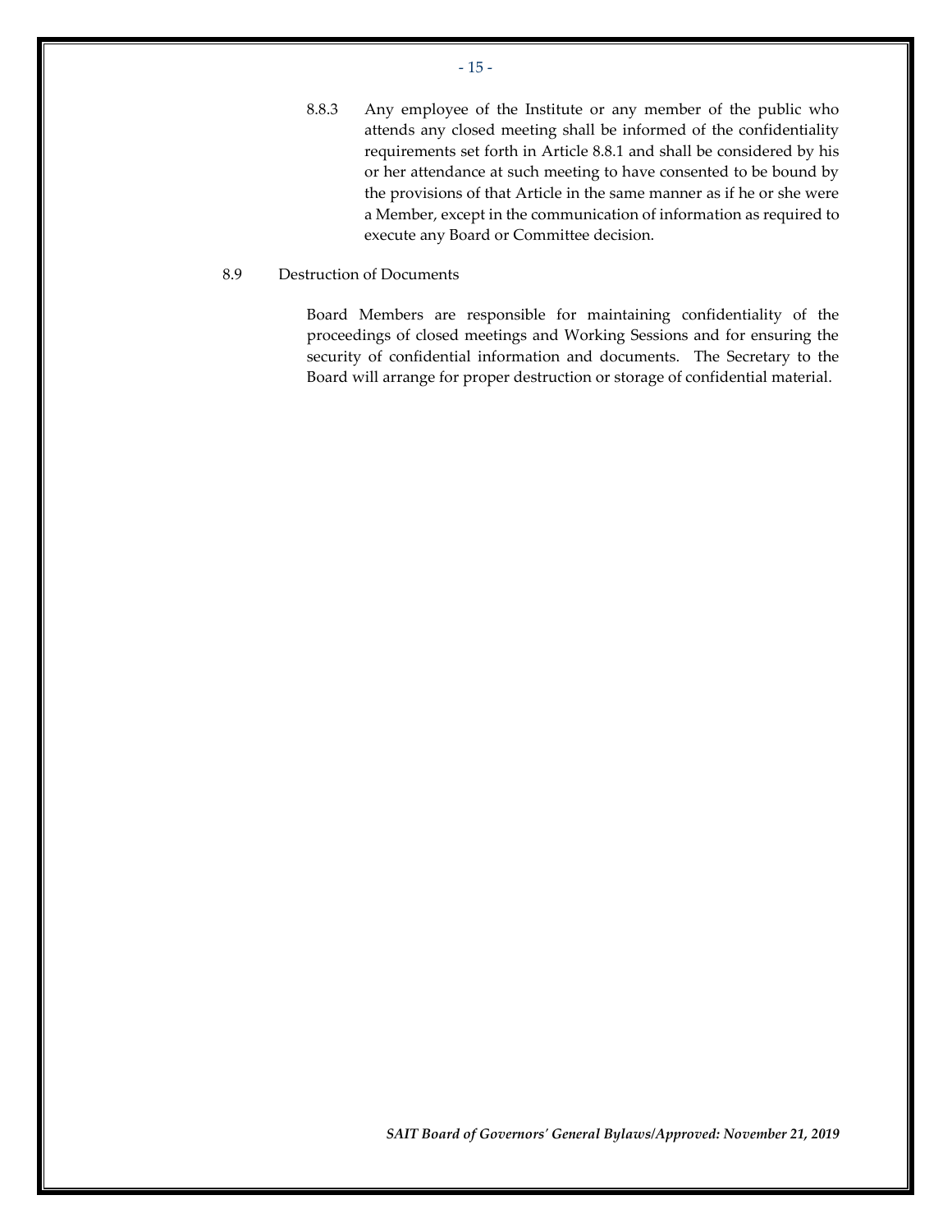8.8.3 Any employee of the Institute or any member of the public who attends any closed meeting shall be informed of the confidentiality requirements set forth in Article 8.8.1 and shall be considered by his or her attendance at such meeting to have consented to be bound by the provisions of that Article in the same manner as if he or she were a Member, except in the communication of information as required to execute any Board or Committee decision.

8.9 Destruction of Documents

Board Members are responsible for maintaining confidentiality of the proceedings of closed meetings and Working Sessions and for ensuring the security of confidential information and documents. The Secretary to the Board will arrange for proper destruction or storage of confidential material.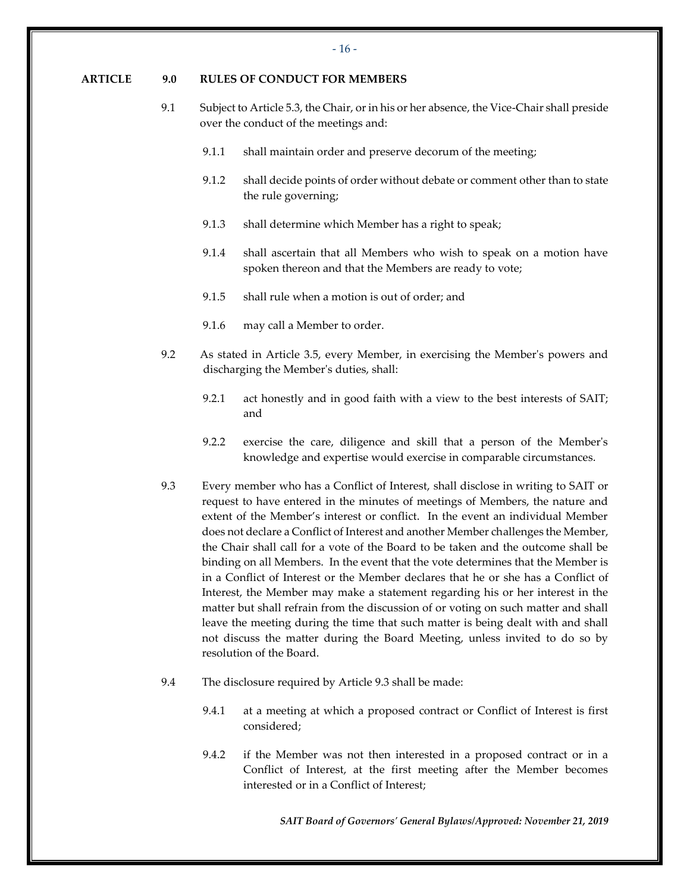## ARTICLE 9.0 RULES OF CONDUCT FOR MEMBERS

9.1 Subject to Article 5.3, the Chair, or in his or her absence, the Vice-Chair shall preside over the conduct of the meetings and:

9.1.1 shall maintain order and preserve decorum of the meeting;

9.1.2 shall decide points of order without debate or comment other than to state the rule governing;

9.1.3 shall determine which Member has a right to speak;

9.1.4 shall ascertain that all Members who wish to speak on a motion have spoken thereon and that the Members are ready to vote;

9.1.5 shall rule when a motion is out of order; and

9.1.6 may call a Member to order.

9.2 As stated in Article 3.5, every Member, in exercising the Member's powers and discharging the Member's duties, shall:

9.2.1 act honestly and in good faith with a view to the best interests of SAIT; and

9.2.2 exercise the care, diligence and skill that a person of the Member's knowledge and expertise would exercise in comparable circumstances.

9.3 Every member who has a Conflict of Interest, shall disclose in writing to SAIT or request to have entered in the minutes of meetings of Members, the nature and extent of the Member's interest or conflict. In the event an individual Member does not declare a Conflict of Interest and another Member challenges the Member, the Chair shall call for a vote of the Board to be taken and the outcome shall be binding on all Members. In the event that the vote determines that the Member is in a Conflict of Interest or the Member declares that he or she has a Conflict of Interest, the Member may make a statement regarding his or her interest in the matter but shall refrain from the discussion of or voting on such matter and shall leave the meeting during the time that such matter is being dealt with and shall not discuss the matter during the Board Meeting, unless invited to do so by resolution of the Board.

9.4 The disclosure required by Article 9.3 shall be made:

9.4.1 at a meeting at which a proposed contract or Conflict of Interest is first considered;

9.4.2 if the Member was not then interested in a proposed contract or in a Conflict of Interest, at the first meeting after the Member becomes interested or in a Conflict of Interest;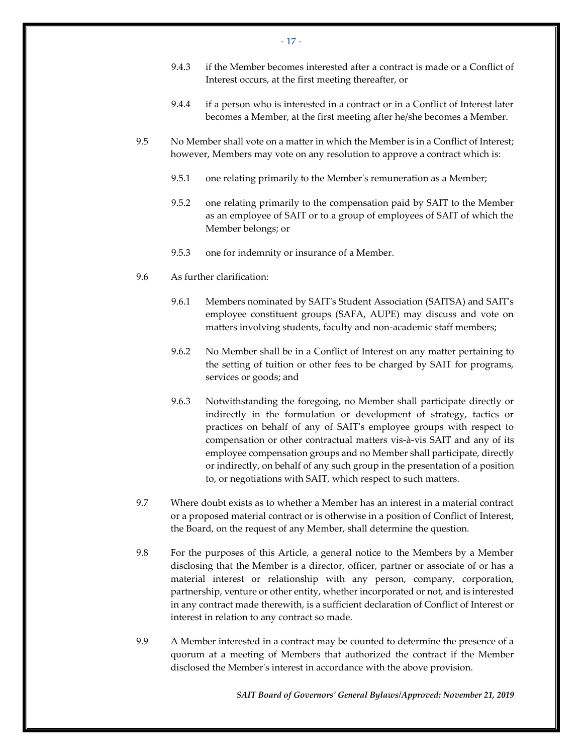9.4.3 if the Member becomes interested after a contract is made or a Conflict of Interest occurs, at the first meeting thereafter, or

9.4.4 if a person who is interested in a contract or in a Conflict of Interest later becomes a Member, at the first meeting after he/she becomes a Member.

9.5 No Member shall vote on a matter in which the Member is in a Conflict of Interest; however, Members may vote on any resolution to approve a contract which is:

9.5.1 one relating primarily to the Member's remuneration as a Member;

9.5.2 one relating primarily to the compensation paid by SAIT to the Member as an employee of SAIT or to a group of employees of SAIT of which the Member belongs; or

9.5.3 one for indemnity or insurance of a Member.

9.6 As further clarification:

9.6.1 Members nominated by SAIT's Student Association (SAITSA) and SAIT's employee constituent groups (SAFA, AUPE) may discuss and vote on matters involving students, faculty and non-academic staff members;

9.6.2 No Member shall be in a Conflict of Interest on any matter pertaining to the setting of tuition or other fees to be charged by SAIT for programs, services or goods; and

9.6.3 Notwithstanding the foregoing, no Member shall participate directly or indirectly in the formulation or development of strategy, tactics or practices on behalf of any of SAIT's employee groups with respect to compensation or other contractual matters vis-à-vis SAIT and any of its employee compensation groups and no Member shall participate, directly or indirectly, on behalf of any such group in the presentation of a position to, or negotiations with SAIT, which respect to such matters.

9.7 Where doubt exists as to whether a Member has an interest in a material contract or a proposed material contract or is otherwise in a position of Conflict of Interest, the Board, on the request of any Member, shall determine the question.

9.8 For the purposes of this Article, a general notice to the Members by a Member disclosing that the Member is a director, officer, partner or associate of or has a material interest or relationship with any person, company, corporation, partnership, venture or other entity, whether incorporated or not, and is interested in any contract made therewith, is a sufficient declaration of Conflict of Interest or interest in relation to any contract so made.

9.9 A Member interested in a contract may be counted to determine the presence of a quorum at a meeting of Members that authorized the contract if the Member disclosed the Member's interest in accordance with the above provision.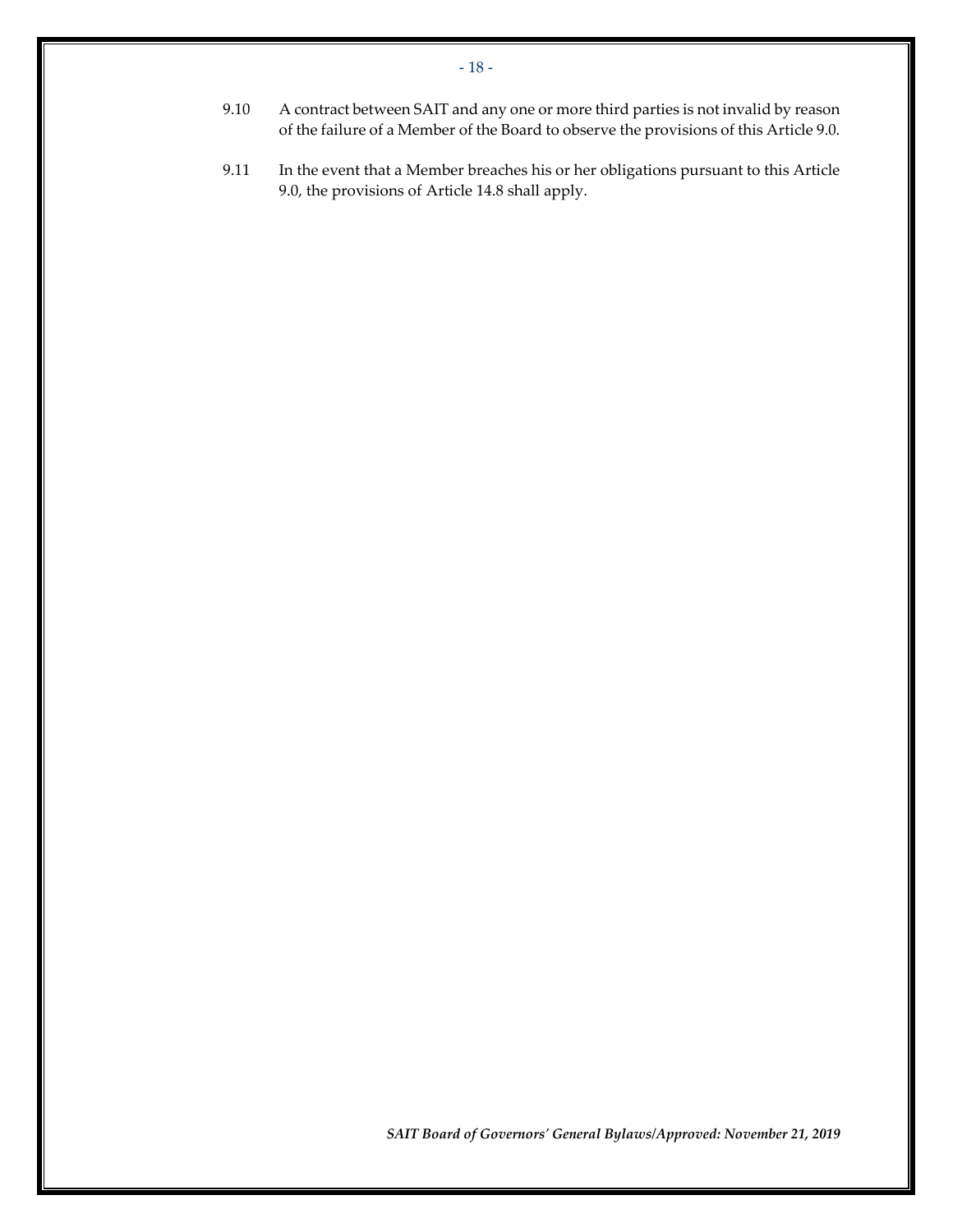9.10 A contract between SAIT and any one or more third parties is not invalid by reason of the failure of a Member of the Board to observe the provisions of this Article 9.0.

9.11 In the event that a Member breaches his or her obligations pursuant to this Article 9.0, the provisions of Article 14.8 shall apply.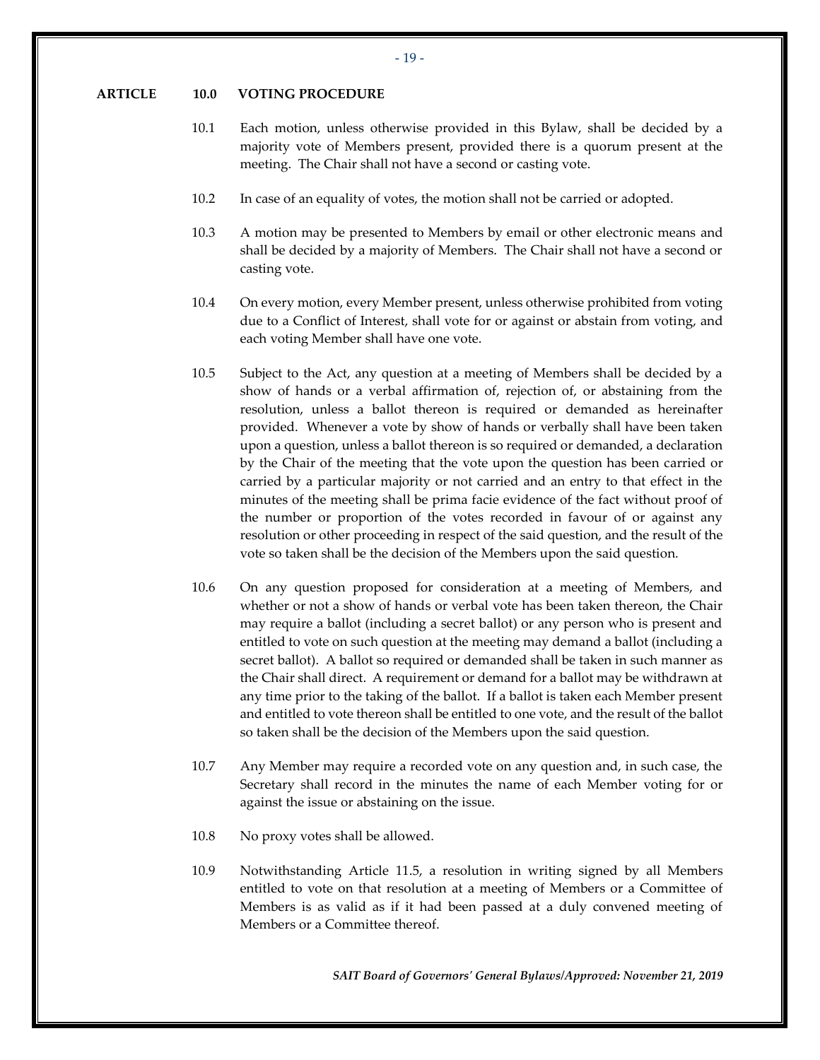## ARTICLE 10.0 VOTING PROCEDURE

10.1 Each motion, unless otherwise provided in this Bylaw, shall be decided by a majority vote of Members present, provided there is a quorum present at the meeting. The Chair shall not have a second or casting vote.

10.2 In case of an equality of votes, the motion shall not be carried or adopted.

10.3 A motion may be presented to Members by email or other electronic means and shall be decided by a majority of Members. The Chair shall not have a second or casting vote.

10.4 On every motion, every Member present, unless otherwise prohibited from voting due to a Conflict of Interest, shall vote for or against or abstain from voting, and each voting Member shall have one vote.

10.5 Subject to the Act, any question at a meeting of Members shall be decided by a show of hands or a verbal affirmation of, rejection of, or abstaining from the resolution, unless a ballot thereon is required or demanded as hereinafter provided. Whenever a vote by show of hands or verbally shall have been taken upon a question, unless a ballot thereon is so required or demanded, a declaration by the Chair of the meeting that the vote upon the question has been carried or carried by a particular majority or not carried and an entry to that effect in the minutes of the meeting shall be prima facie evidence of the fact without proof of the number or proportion of the votes recorded in favour of or against any resolution or other proceeding in respect of the said question, and the result of the vote so taken shall be the decision of the Members upon the said question.

10.6 On any question proposed for consideration at a meeting of Members, and whether or not a show of hands or verbal vote has been taken thereon, the Chair may require a ballot (including a secret ballot) or any person who is present and entitled to vote on such question at the meeting may demand a ballot (including a secret ballot). A ballot so required or demanded shall be taken in such manner as the Chair shall direct. A requirement or demand for a ballot may be withdrawn at any time prior to the taking of the ballot. If a ballot is taken each Member present and entitled to vote thereon shall be entitled to one vote, and the result of the ballot so taken shall be the decision of the Members upon the said question.

10.7 Any Member may require a recorded vote on any question and, in such case, the Secretary shall record in the minutes the name of each Member voting for or against the issue or abstaining on the issue.

10.8 No proxy votes shall be allowed.

10.9 Notwithstanding Article 11.5, a resolution in writing signed by all Members entitled to vote on that resolution at a meeting of Members or a Committee of Members is as valid as if it had been passed at a duly convened meeting of Members or a Committee thereof.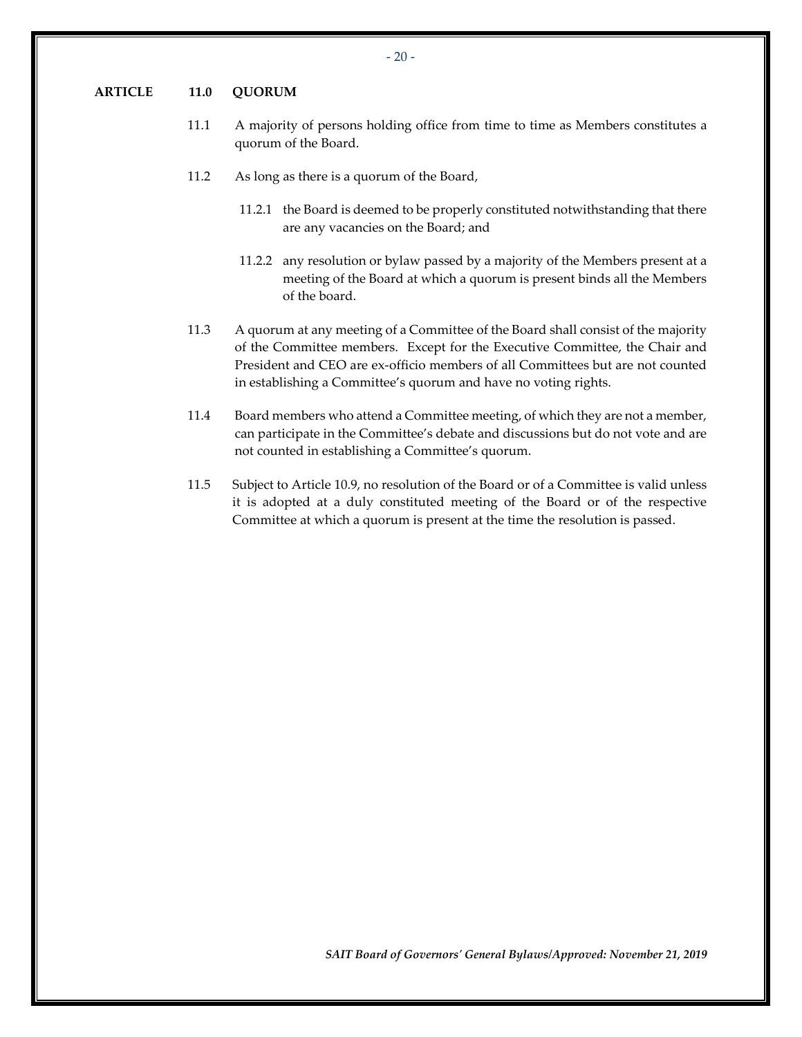## ARTICLE 11.0 QUORUM

11.1 A majority of persons holding office from time to time as Members constitutes a quorum of the Board.

11.2 As long as there is a quorum of the Board,

11.2.1 the Board is deemed to be properly constituted notwithstanding that there are any vacancies on the Board; and

11.2.2 any resolution or bylaw passed by a majority of the Members present at a meeting of the Board at which a quorum is present binds all the Members of the board.

11.3 A quorum at any meeting of a Committee of the Board shall consist of the majority of the Committee members. Except for the Executive Committee, the Chair and President and CEO are ex-officio members of all Committees but are not counted in establishing a Committee's quorum and have no voting rights.

11.4 Board members who attend a Committee meeting, of which they are not a member, can participate in the Committee's debate and discussions but do not vote and are not counted in establishing a Committee's quorum.

11.5 Subject to Article 10.9, no resolution of the Board or of a Committee is valid unless it is adopted at a duly constituted meeting of the Board or of the respective Committee at which a quorum is present at the time the resolution is passed.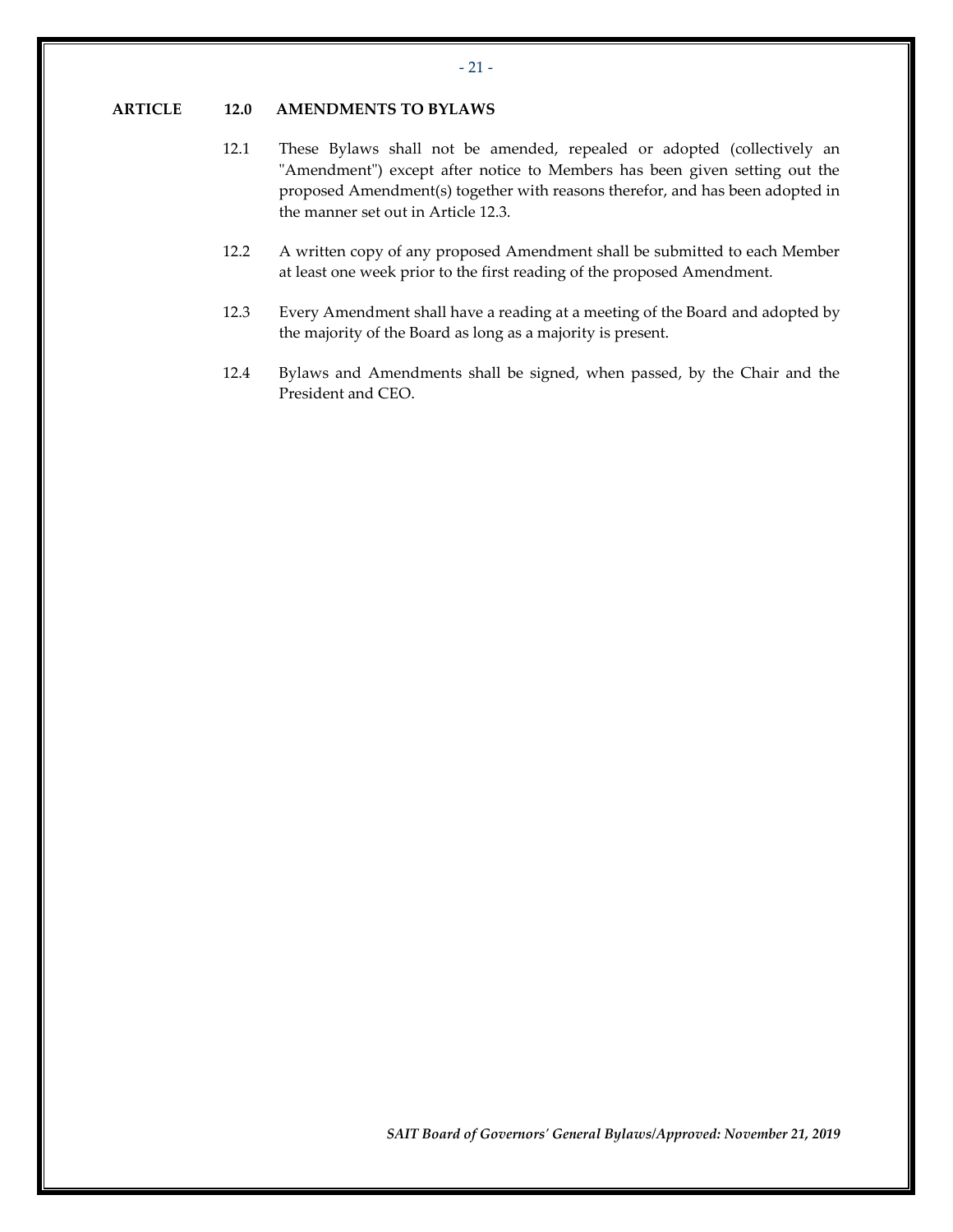## ARTICLE 12.0 AMENDMENTS TO BYLAWS

12.1 These Bylaws shall not be amended, repealed or adopted (collectively an "Amendment") except after notice to Members has been given setting out the proposed Amendment(s) together with reasons therefor, and has been adopted in the manner set out in Article 12.3.

12.2 A written copy of any proposed Amendment shall be submitted to each Member at least one week prior to the first reading of the proposed Amendment.

12.3 Every Amendment shall have a reading at a meeting of the Board and adopted by the majority of the Board as long as a majority is present.

12.4 Bylaws and Amendments shall be signed, when passed, by the Chair and the President and CEO.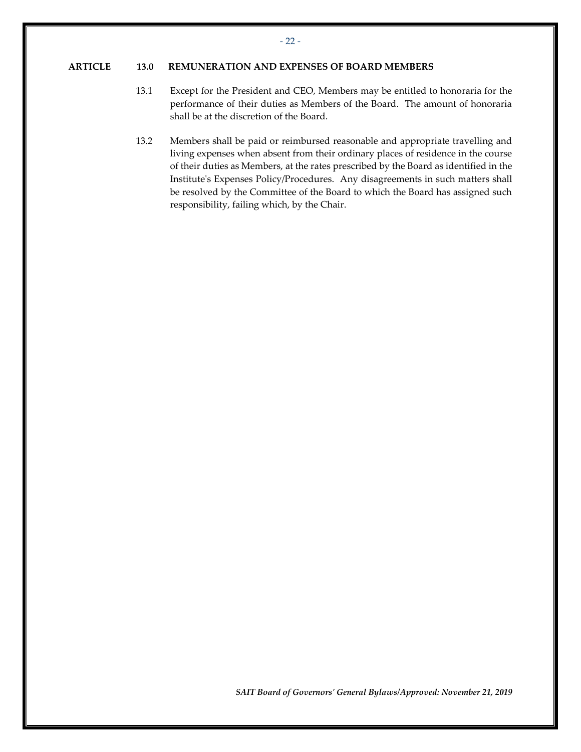## ARTICLE 13.0 REMUNERATION AND EXPENSES OF BOARD MEMBERS

13.1 Except for the President and CEO, Members may be entitled to honoraria for the performance of their duties as Members of the Board. The amount of honoraria shall be at the discretion of the Board.

13.2 Members shall be paid or reimbursed reasonable and appropriate travelling and living expenses when absent from their ordinary places of residence in the course of their duties as Members, at the rates prescribed by the Board as identified in the Institute's Expenses Policy/Procedures. Any disagreements in such matters shall be resolved by the Committee of the Board to which the Board has assigned such responsibility, failing which, by the Chair.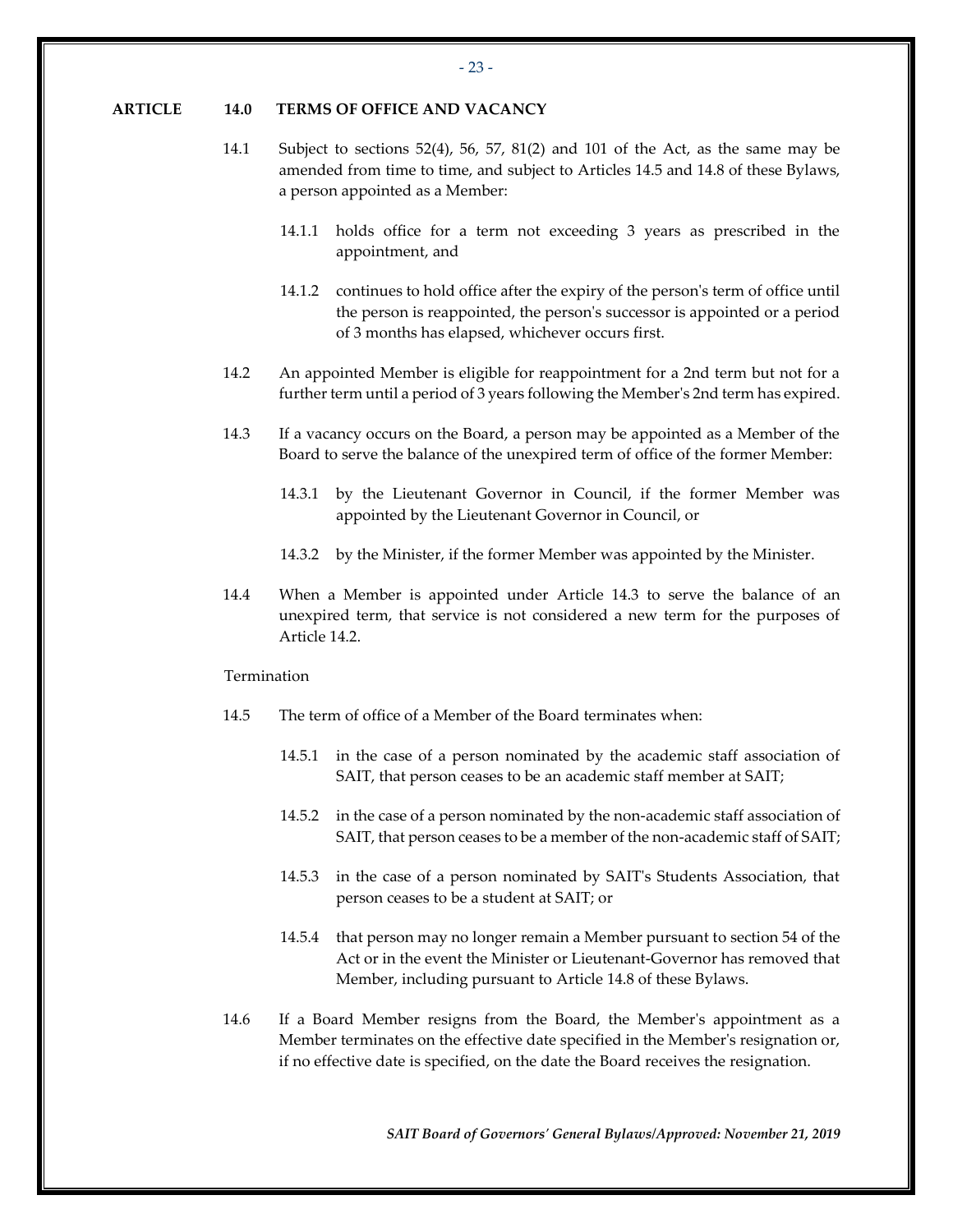## ARTICLE 14.0 TERMS OF OFFICE AND VACANCY

14.1 Subject to sections 52(4), 56, 57, 81(2) and 101 of the Act, as the same may be amended from time to time, and subject to Articles 14.5 and 14.8 of these Bylaws, a person appointed as a Member:

14.1.1 holds office for a term not exceeding 3 years as prescribed in the appointment, and

14.1.2 continues to hold office after the expiry of the person's term of office until the person is reappointed, the person's successor is appointed or a period of 3 months has elapsed, whichever occurs first.

14.2 An appointed Member is eligible for reappointment for a 2nd term but not for a further term until a period of 3 years following the Member's 2nd term has expired.

14.3 If a vacancy occurs on the Board, a person may be appointed as a Member of the Board to serve the balance of the unexpired term of office of the former Member:

14.3.1 by the Lieutenant Governor in Council, if the former Member was appointed by the Lieutenant Governor in Council, or

14.3.2 by the Minister, if the former Member was appointed by the Minister.

14.4 When a Member is appointed under Article 14.3 to serve the balance of an unexpired term, that service is not considered a new term for the purposes of Article 14.2.

Termination

14.5 The term of office of a Member of the Board terminates when:

14.5.1 in the case of a person nominated by the academic staff association of SAIT, that person ceases to be an academic staff member at SAIT;

14.5.2 in the case of a person nominated by the non-academic staff association of SAIT, that person ceases to be a member of the non-academic staff of SAIT;

14.5.3 in the case of a person nominated by SAIT's Students Association, that person ceases to be a student at SAIT; or

14.5.4 that person may no longer remain a Member pursuant to section 54 of the Act or in the event the Minister or Lieutenant-Governor has removed that Member, including pursuant to Article 14.8 of these Bylaws.

14.6 If a Board Member resigns from the Board, the Member's appointment as a Member terminates on the effective date specified in the Member's resignation or, if no effective date is specified, on the date the Board receives the resignation.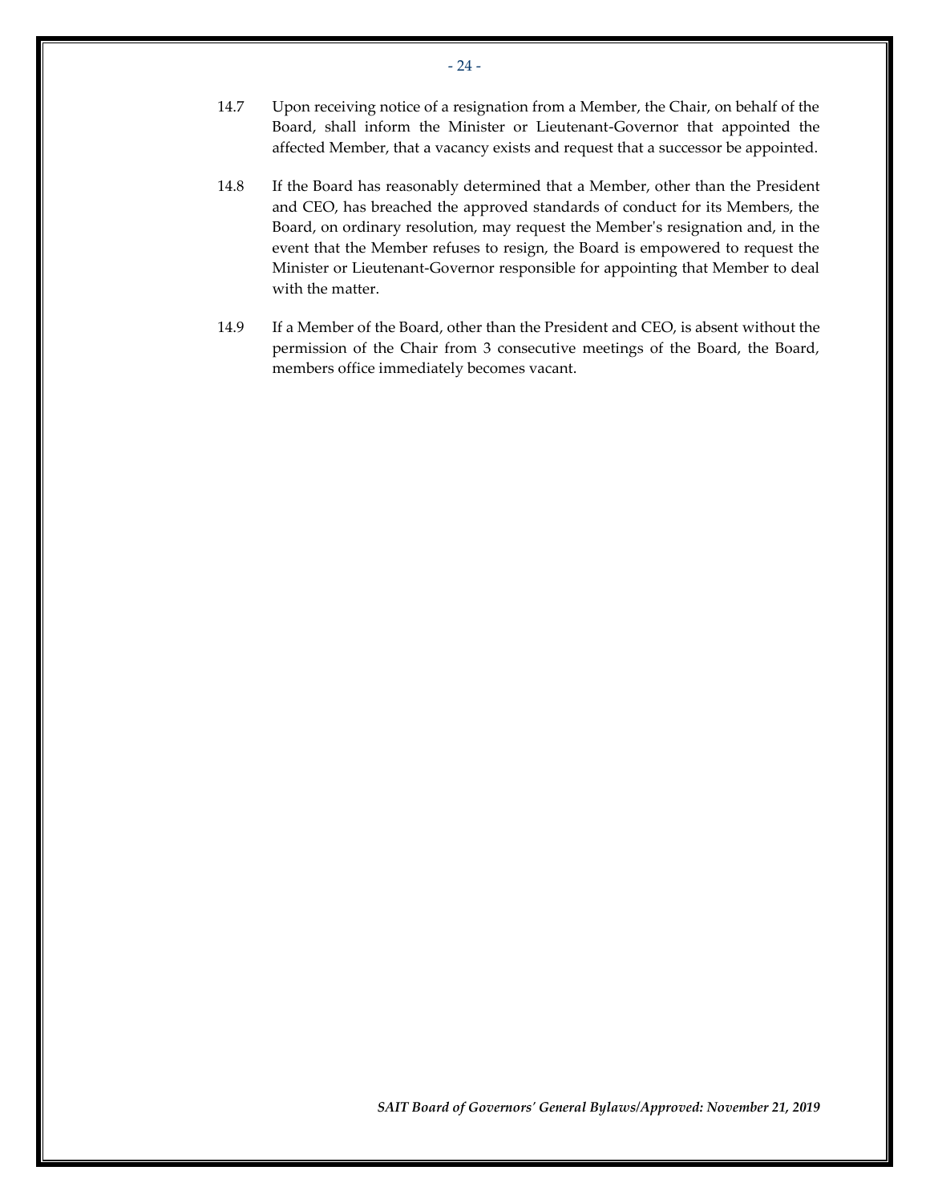14.7 Upon receiving notice of a resignation from a Member, the Chair, on behalf of the Board, shall inform the Minister or Lieutenant-Governor that appointed the affected Member, that a vacancy exists and request that a successor be appointed.

14.8 If the Board has reasonably determined that a Member, other than the President and CEO, has breached the approved standards of conduct for its Members, the Board, on ordinary resolution, may request the Member's resignation and, in the event that the Member refuses to resign, the Board is empowered to request the Minister or Lieutenant-Governor responsible for appointing that Member to deal with the matter.

14.9 If a Member of the Board, other than the President and CEO, is absent without the permission of the Chair from 3 consecutive meetings of the Board, the Board, members office immediately becomes vacant.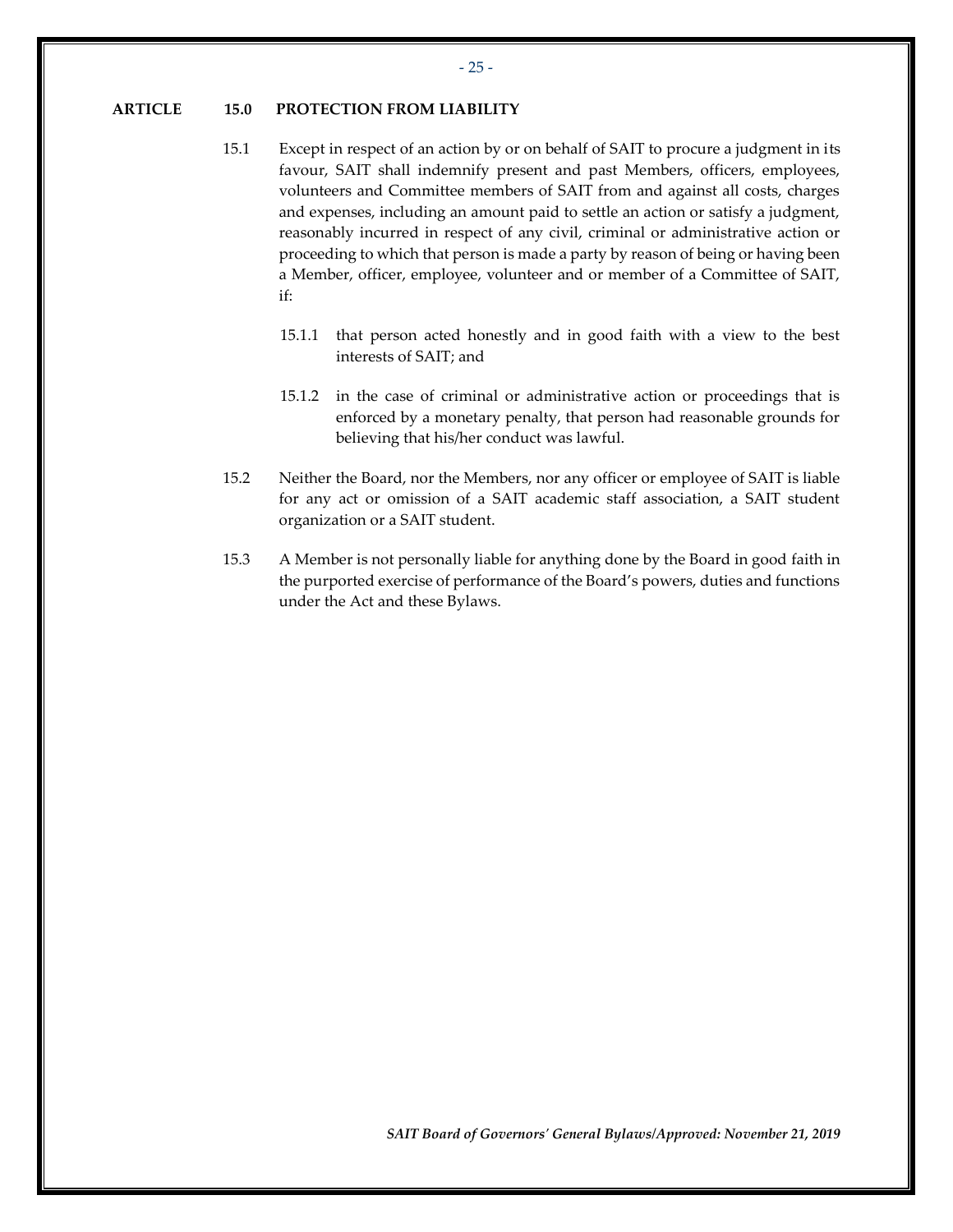## ARTICLE 15.0 PROTECTION FROM LIABILITY

15.1 Except in respect of an action by or on behalf of SAIT to procure a judgment in its favour, SAIT shall indemnify present and past Members, officers, employees, volunteers and Committee members of SAIT from and against all costs, charges and expenses, including an amount paid to settle an action or satisfy a judgment, reasonably incurred in respect of any civil, criminal or administrative action or proceeding to which that person is made a party by reason of being or having been a Member, officer, employee, volunteer and or member of a Committee of SAIT, if:

15.1.1 that person acted honestly and in good faith with a view to the best interests of SAIT; and

15.1.2 in the case of criminal or administrative action or proceedings that is enforced by a monetary penalty, that person had reasonable grounds for believing that his/her conduct was lawful.

15.2 Neither the Board, nor the Members, nor any officer or employee of SAIT is liable for any act or omission of a SAIT academic staff association, a SAIT student organization or a SAIT student.

15.3 A Member is not personally liable for anything done by the Board in good faith in the purported exercise of performance of the Board's powers, duties and functions under the Act and these Bylaws.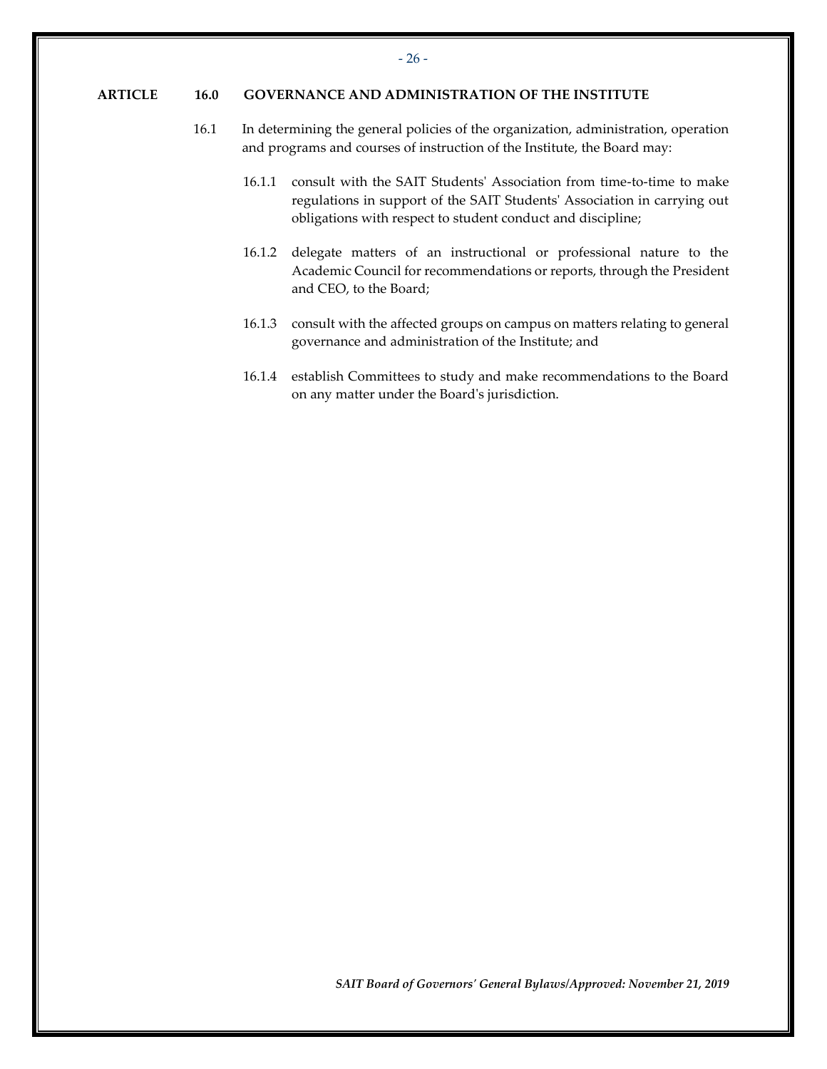## ARTICLE 16.0 GOVERNANCE AND ADMINISTRATION OF THE INSTITUTE

16.1 In determining the general policies of the organization, administration, operation and programs and courses of instruction of the Institute, the Board may:

16.1.1 consult with the SAIT Students' Association from time-to-time to make regulations in support of the SAIT Students' Association in carrying out obligations with respect to student conduct and discipline;

16.1.2 delegate matters of an instructional or professional nature to the Academic Council for recommendations or reports, through the President and CEO, to the Board;

16.1.3 consult with the affected groups on campus on matters relating to general governance and administration of the Institute; and

16.1.4 establish Committees to study and make recommendations to the Board on any matter under the Board's jurisdiction.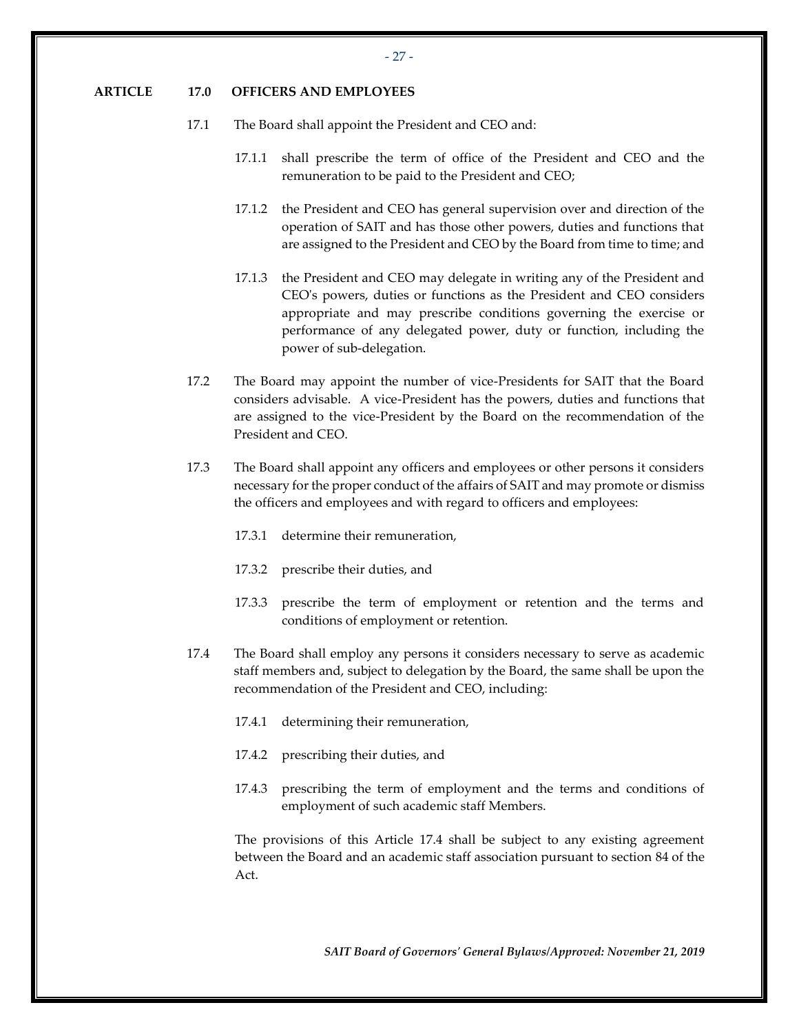## ARTICLE 17.0 OFFICERS AND EMPLOYEES

17.1 The Board shall appoint the President and CEO and:

17.1.1 shall prescribe the term of office of the President and CEO and the remuneration to be paid to the President and CEO;

17.1.2 the President and CEO has general supervision over and direction of the operation of SAIT and has those other powers, duties and functions that are assigned to the President and CEO by the Board from time to time; and

17.1.3 the President and CEO may delegate in writing any of the President and CEO's powers, duties or functions as the President and CEO considers appropriate and may prescribe conditions governing the exercise or performance of any delegated power, duty or function, including the power of sub-delegation.

17.2 The Board may appoint the number of vice-Presidents for SAIT that the Board considers advisable. A vice-President has the powers, duties and functions that are assigned to the vice-President by the Board on the recommendation of the President and CEO.

17.3 The Board shall appoint any officers and employees or other persons it considers necessary for the proper conduct of the affairs of SAIT and may promote or dismiss the officers and employees and with regard to officers and employees:

17.3.1 determine their remuneration,

17.3.2 prescribe their duties, and

17.3.3 prescribe the term of employment or retention and the terms and conditions of employment or retention.

17.4 The Board shall employ any persons it considers necessary to serve as academic staff members and, subject to delegation by the Board, the same shall be upon the recommendation of the President and CEO, including:

17.4.1 determining their remuneration,

17.4.2 prescribing their duties, and

17.4.3 prescribing the term of employment and the terms and conditions of employment of such academic staff Members.

The provisions of this Article 17.4 shall be subject to any existing agreement between the Board and an academic staff association pursuant to section 84 of the Act.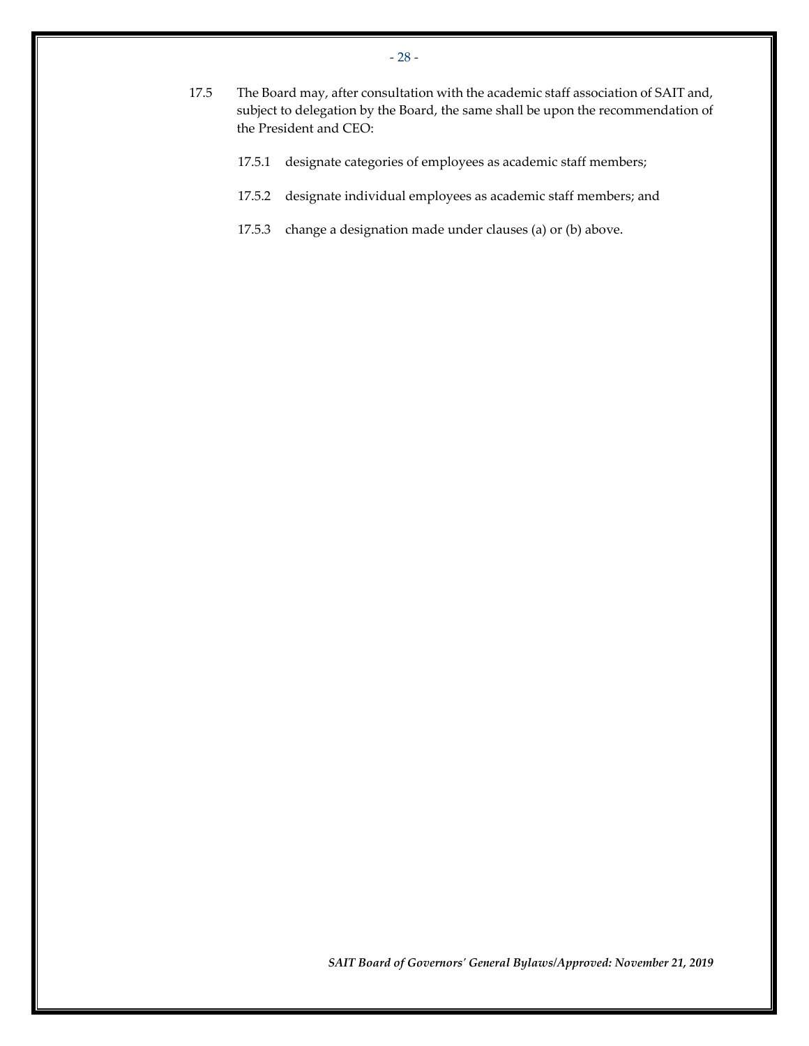17.5 The Board may, after consultation with the academic staff association of SAIT and, subject to delegation by the Board, the same shall be upon the recommendation of the President and CEO:

17.5.1 designate categories of employees as academic staff members;

17.5.2 designate individual employees as academic staff members; and

17.5.3 change a designation made under clauses (a) or (b) above.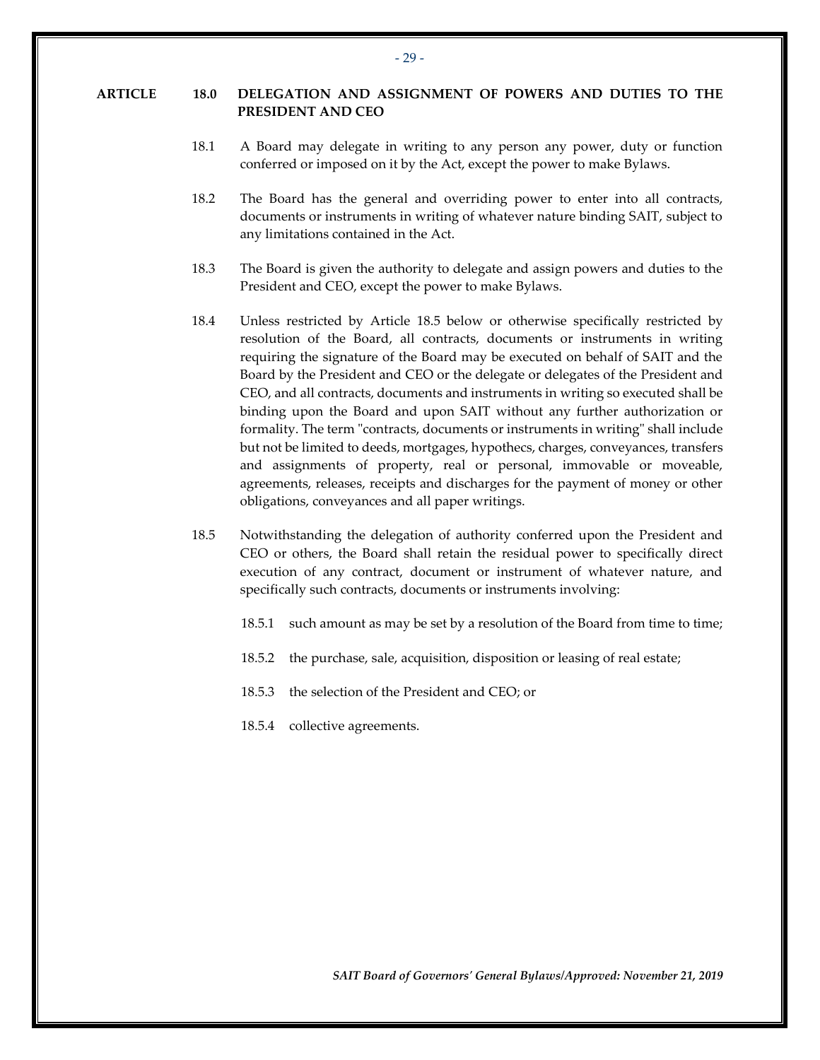## ARTICLE 18.0 DELEGATION AND ASSIGNMENT OF POWERS AND DUTIES TO THE PRESIDENT AND CEO

18.1 A Board may delegate in writing to any person any power, duty or function conferred or imposed on it by the Act, except the power to make Bylaws.

18.2 The Board has the general and overriding power to enter into all contracts, documents or instruments in writing of whatever nature binding SAIT, subject to any limitations contained in the Act.

18.3 The Board is given the authority to delegate and assign powers and duties to the President and CEO, except the power to make Bylaws.

18.4 Unless restricted by Article 18.5 below or otherwise specifically restricted by resolution of the Board, all contracts, documents or instruments in writing requiring the signature of the Board may be executed on behalf of SAIT and the Board by the President and CEO or the delegate or delegates of the President and CEO, and all contracts, documents and instruments in writing so executed shall be binding upon the Board and upon SAIT without any further authorization or formality. The term "contracts, documents or instruments in writing" shall include but not be limited to deeds, mortgages, hypothecs, charges, conveyances, transfers and assignments of property, real or personal, immovable or moveable, agreements, releases, receipts and discharges for the payment of money or other obligations, conveyances and all paper writings.

18.5 Notwithstanding the delegation of authority conferred upon the President and CEO or others, the Board shall retain the residual power to specifically direct execution of any contract, document or instrument of whatever nature, and specifically such contracts, documents or instruments involving:

18.5.1 such amount as may be set by a resolution of the Board from time to time;

18.5.2 the purchase, sale, acquisition, disposition or leasing of real estate;

18.5.3 the selection of the President and CEO; or

18.5.4 collective agreements.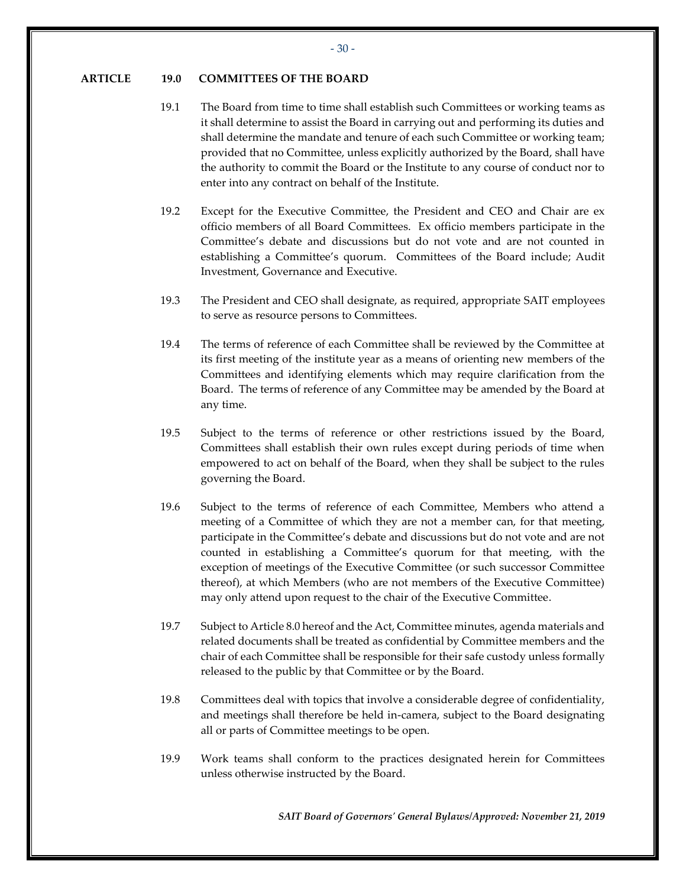## ARTICLE 19.0 COMMITTEES OF THE BOARD

19.1 The Board from time to time shall establish such Committees or working teams as it shall determine to assist the Board in carrying out and performing its duties and shall determine the mandate and tenure of each such Committee or working team; provided that no Committee, unless explicitly authorized by the Board, shall have the authority to commit the Board or the Institute to any course of conduct nor to enter into any contract on behalf of the Institute.

19.2 Except for the Executive Committee, the President and CEO and Chair are ex officio members of all Board Committees. Ex officio members participate in the Committee's debate and discussions but do not vote and are not counted in establishing a Committee's quorum. Committees of the Board include; Audit Investment, Governance and Executive.

19.3 The President and CEO shall designate, as required, appropriate SAIT employees to serve as resource persons to Committees.

19.4 The terms of reference of each Committee shall be reviewed by the Committee at its first meeting of the institute year as a means of orienting new members of the Committees and identifying elements which may require clarification from the Board. The terms of reference of any Committee may be amended by the Board at any time.

19.5 Subject to the terms of reference or other restrictions issued by the Board, Committees shall establish their own rules except during periods of time when empowered to act on behalf of the Board, when they shall be subject to the rules governing the Board.

19.6 Subject to the terms of reference of each Committee, Members who attend a meeting of a Committee of which they are not a member can, for that meeting, participate in the Committee's debate and discussions but do not vote and are not counted in establishing a Committee's quorum for that meeting, with the exception of meetings of the Executive Committee (or such successor Committee thereof), at which Members (who are not members of the Executive Committee) may only attend upon request to the chair of the Executive Committee.

19.7 Subject to Article 8.0 hereof and the Act, Committee minutes, agenda materials and related documents shall be treated as confidential by Committee members and the chair of each Committee shall be responsible for their safe custody unless formally released to the public by that Committee or by the Board.

19.8 Committees deal with topics that involve a considerable degree of confidentiality, and meetings shall therefore be held in-camera, subject to the Board designating all or parts of Committee meetings to be open.

19.9 Work teams shall conform to the practices designated herein for Committees unless otherwise instructed by the Board.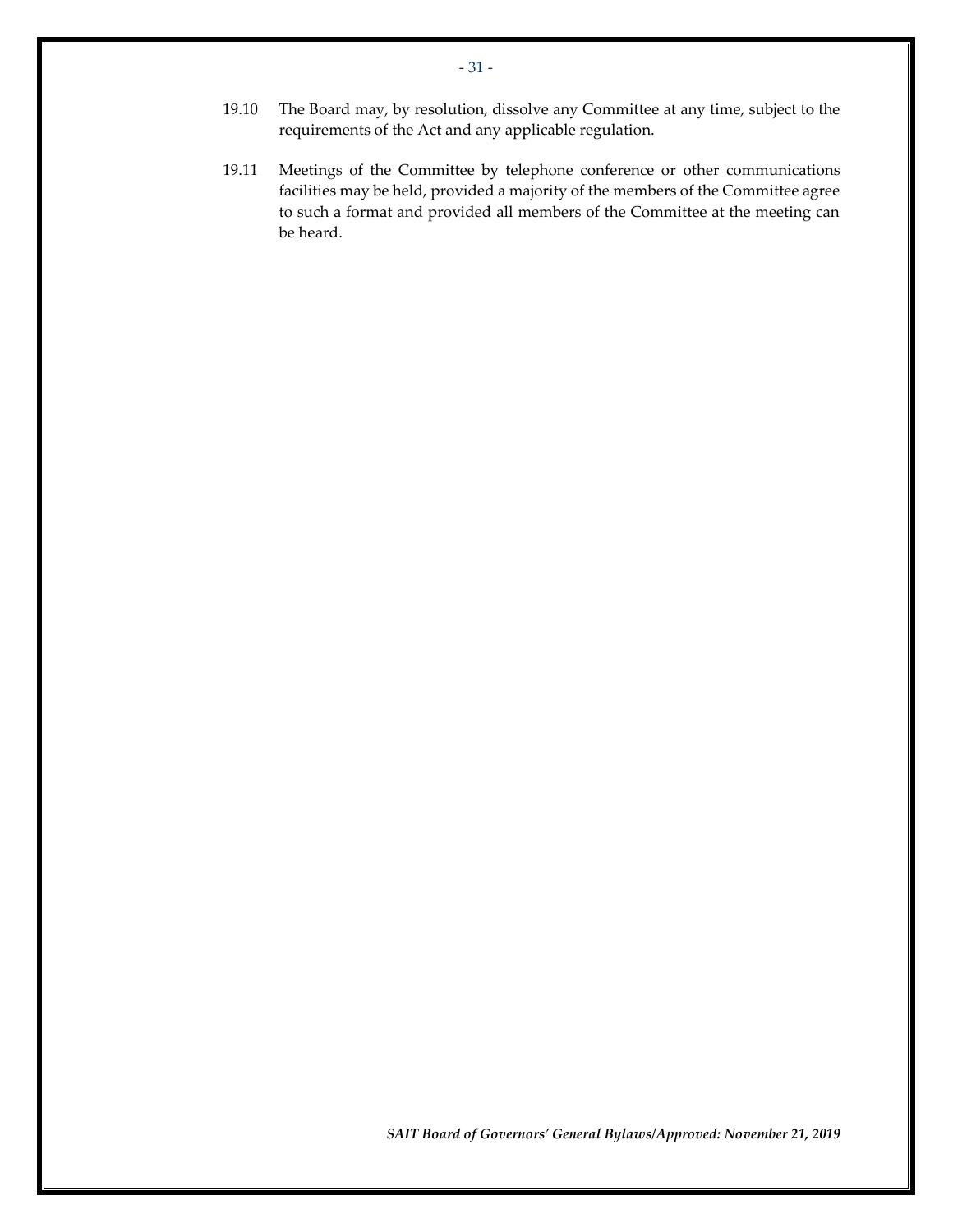19.10 The Board may, by resolution, dissolve any Committee at any time, subject to the requirements of the Act and any applicable regulation.

19.11 Meetings of the Committee by telephone conference or other communications facilities may be held, provided a majority of the members of the Committee agree to such a format and provided all members of the Committee at the meeting can be heard.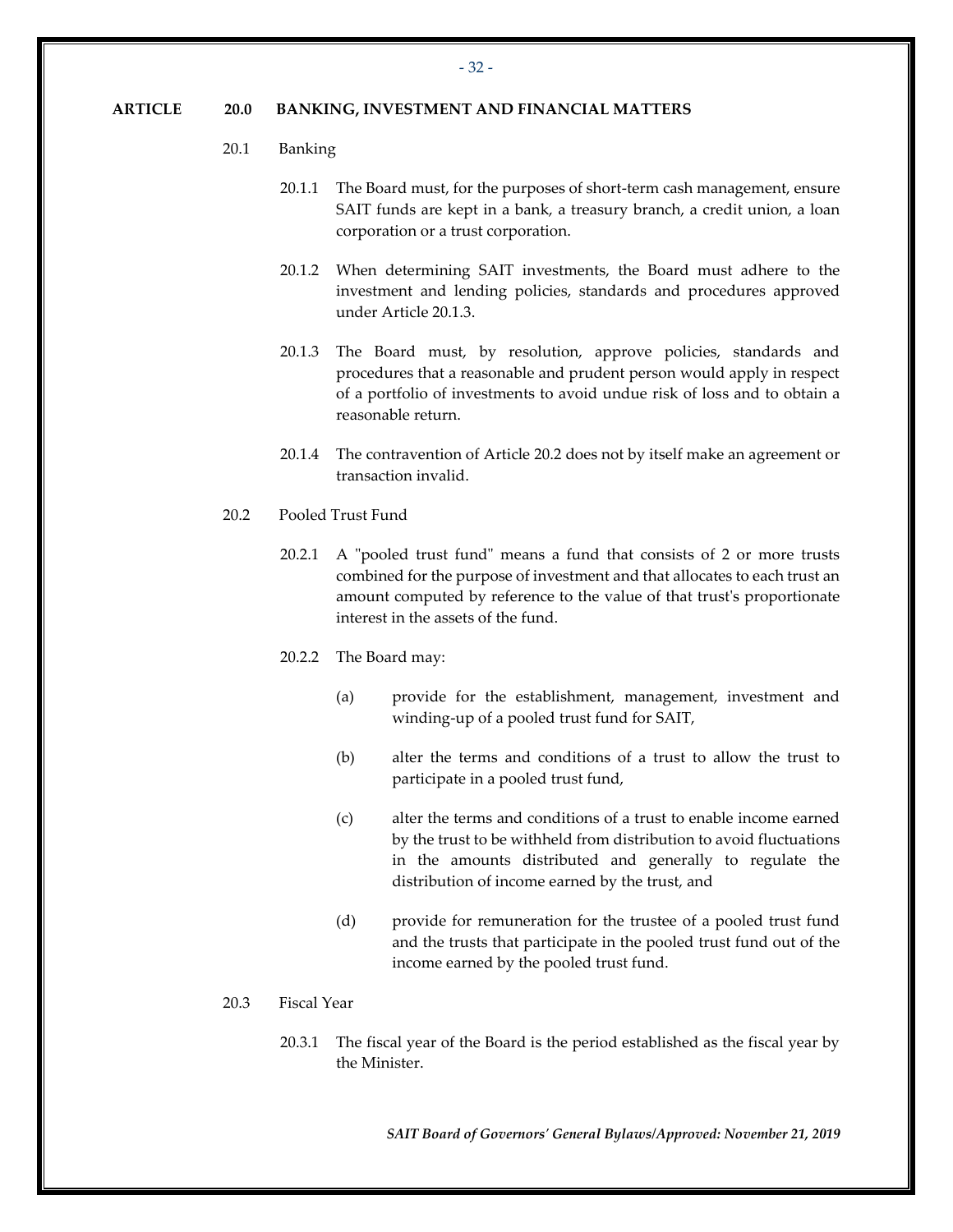## ARTICLE 20.0 BANKING, INVESTMENT AND FINANCIAL MATTERS

### 20.1 Banking

20.1.1 The Board must, for the purposes of short-term cash management, ensure SAIT funds are kept in a bank, a treasury branch, a credit union, a loan corporation or a trust corporation.

20.1.2 When determining SAIT investments, the Board must adhere to the investment and lending policies, standards and procedures approved under Article 20.1.3.

20.1.3 The Board must, by resolution, approve policies, standards and procedures that a reasonable and prudent person would apply in respect of a portfolio of investments to avoid undue risk of loss and to obtain a reasonable return.

20.1.4 The contravention of Article 20.2 does not by itself make an agreement or transaction invalid.

### 20.2 Pooled Trust Fund

20.2.1 A "pooled trust fund" means a fund that consists of 2 or more trusts combined for the purpose of investment and that allocates to each trust an amount computed by reference to the value of that trust's proportionate interest in the assets of the fund.

20.2.2 The Board may:

(a) provide for the establishment, management, investment and winding-up of a pooled trust fund for SAIT,

(b) alter the terms and conditions of a trust to allow the trust to participate in a pooled trust fund,

(c) alter the terms and conditions of a trust to enable income earned by the trust to be withheld from distribution to avoid fluctuations in the amounts distributed and generally to regulate the distribution of income earned by the trust, and

(d) provide for remuneration for the trustee of a pooled trust fund and the trusts that participate in the pooled trust fund out of the income earned by the pooled trust fund.

### 20.3 Fiscal Year

20.3.1 The fiscal year of the Board is the period established as the fiscal year by the Minister.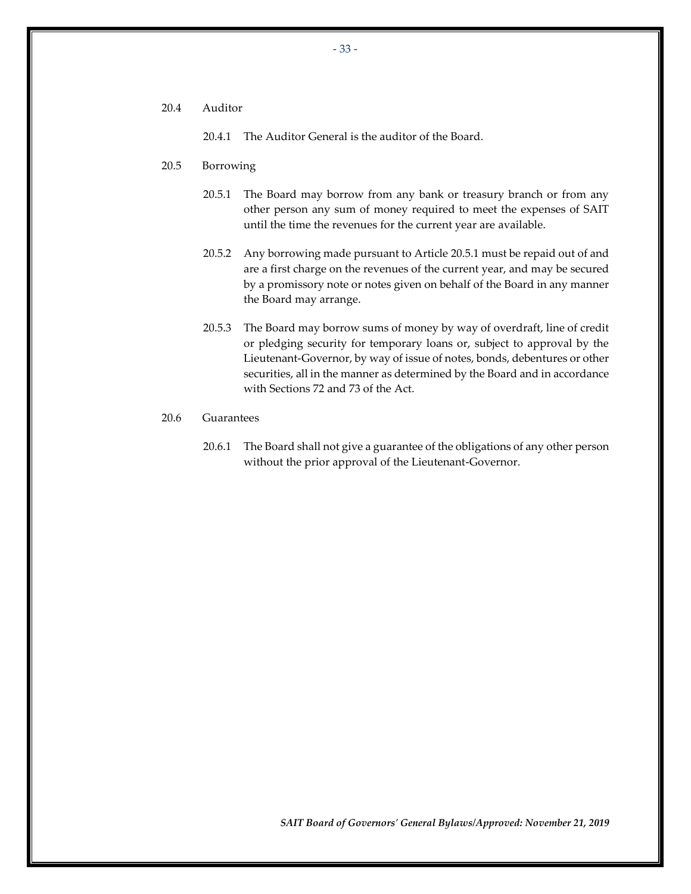20.4 Auditor

20.4.1 The Auditor General is the auditor of the Board.

20.5 Borrowing

20.5.1 The Board may borrow from any bank or treasury branch or from any other person any sum of money required to meet the expenses of SAIT until the time the revenues for the current year are available.

20.5.2 Any borrowing made pursuant to Article 20.5.1 must be repaid out of and are a first charge on the revenues of the current year, and may be secured by a promissory note or notes given on behalf of the Board in any manner the Board may arrange.

20.5.3 The Board may borrow sums of money by way of overdraft, line of credit or pledging security for temporary loans or, subject to approval by the Lieutenant-Governor, by way of issue of notes, bonds, debentures or other securities, all in the manner as determined by the Board and in accordance with Sections 72 and 73 of the Act.

20.6 Guarantees

20.6.1 The Board shall not give a guarantee of the obligations of any other person without the prior approval of the Lieutenant-Governor.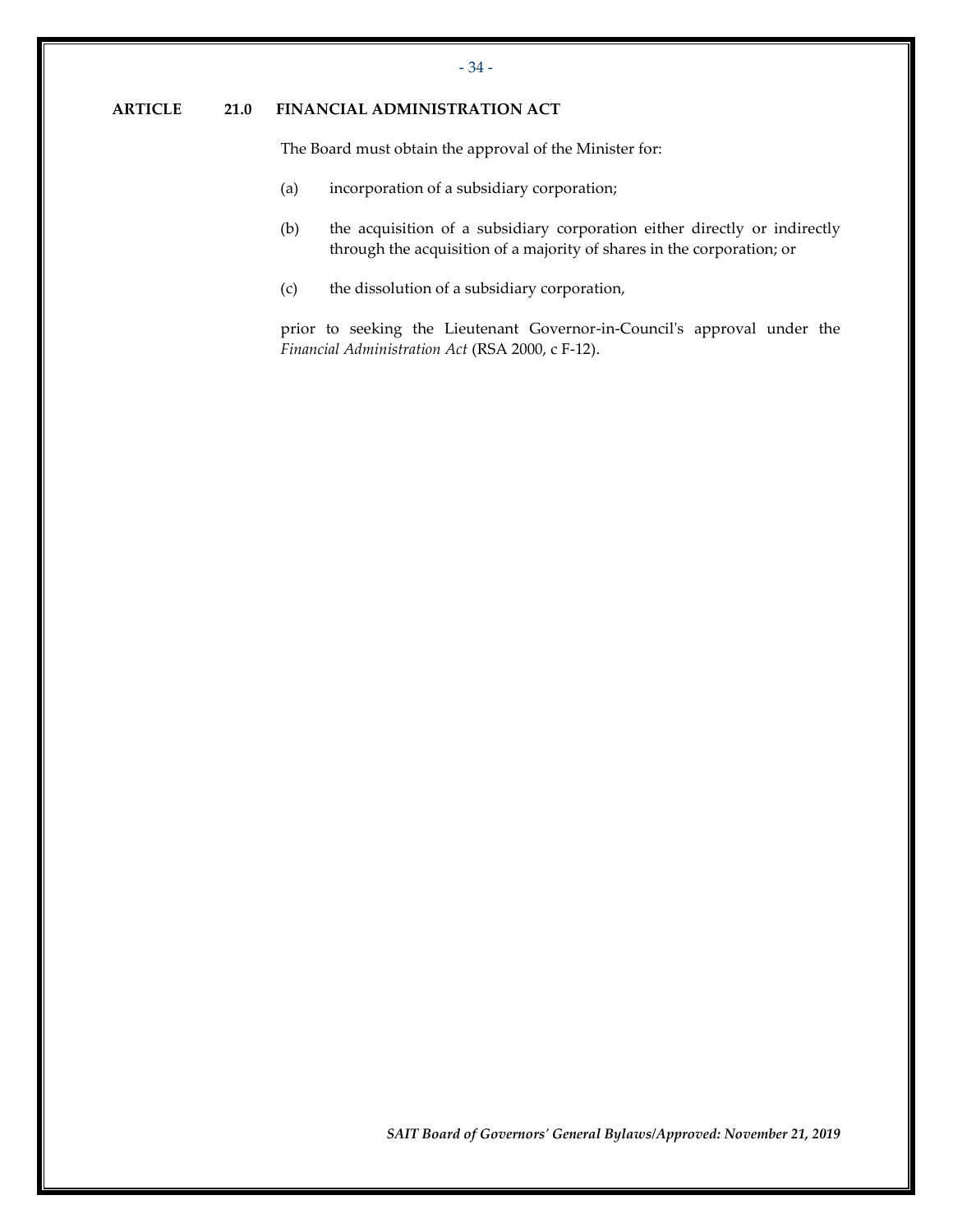## ARTICLE 21.0 FINANCIAL ADMINISTRATION ACT

The Board must obtain the approval of the Minister for:

(a) incorporation of a subsidiary corporation;

(b) the acquisition of a subsidiary corporation either directly or indirectly through the acquisition of a majority of shares in the corporation; or

(c) the dissolution of a subsidiary corporation,

prior to seeking the Lieutenant Governor-in-Council's approval under the *Financial Administration Act* (RSA 2000, c F-12).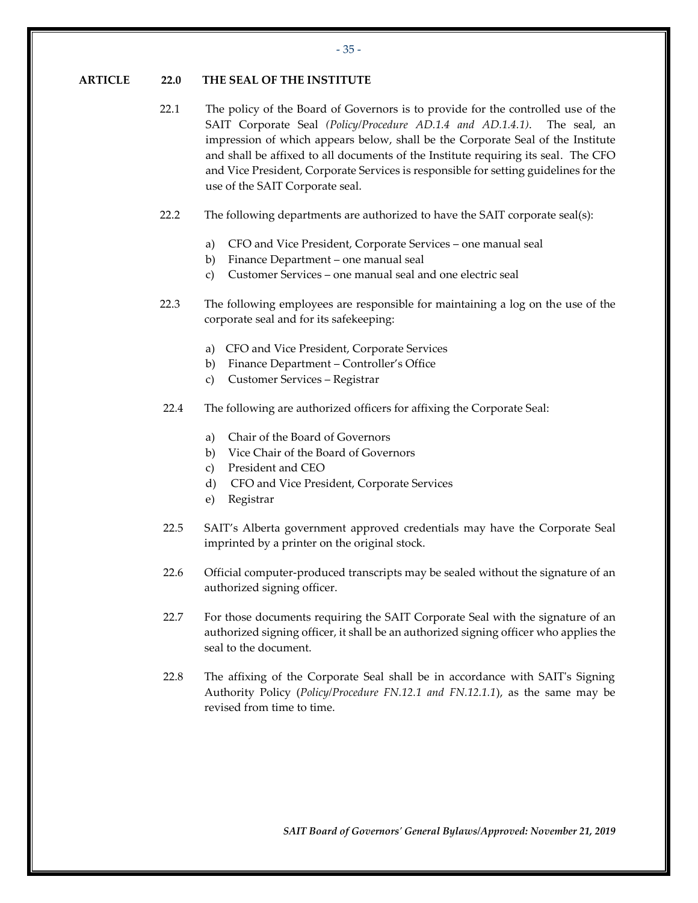## ARTICLE 22.0 THE SEAL OF THE INSTITUTE

22.1 The policy of the Board of Governors is to provide for the controlled use of the SAIT Corporate Seal *(Policy/Procedure AD.1.4 and AD.1.4.1)*. The seal, an impression of which appears below, shall be the Corporate Seal of the Institute and shall be affixed to all documents of the Institute requiring its seal. The CFO and Vice President, Corporate Services is responsible for setting guidelines for the use of the SAIT Corporate seal.

22.2 The following departments are authorized to have the SAIT corporate seal(s):

a) CFO and Vice President, Corporate Services – one manual seal
b) Finance Department – one manual seal
c) Customer Services – one manual seal and one electric seal

22.3 The following employees are responsible for maintaining a log on the use of the corporate seal and for its safekeeping:

a) CFO and Vice President, Corporate Services
b) Finance Department – Controller's Office
c) Customer Services – Registrar

22.4 The following are authorized officers for affixing the Corporate Seal:

a) Chair of the Board of Governors
b) Vice Chair of the Board of Governors
c) President and CEO
d) CFO and Vice President, Corporate Services
e) Registrar

22.5 SAIT's Alberta government approved credentials may have the Corporate Seal imprinted by a printer on the original stock.

22.6 Official computer-produced transcripts may be sealed without the signature of an authorized signing officer.

22.7 For those documents requiring the SAIT Corporate Seal with the signature of an authorized signing officer, it shall be an authorized signing officer who applies the seal to the document.

22.8 The affixing of the Corporate Seal shall be in accordance with SAIT's Signing Authority Policy (*Policy/Procedure FN.12.1 and FN.12.1.1*), as the same may be revised from time to time.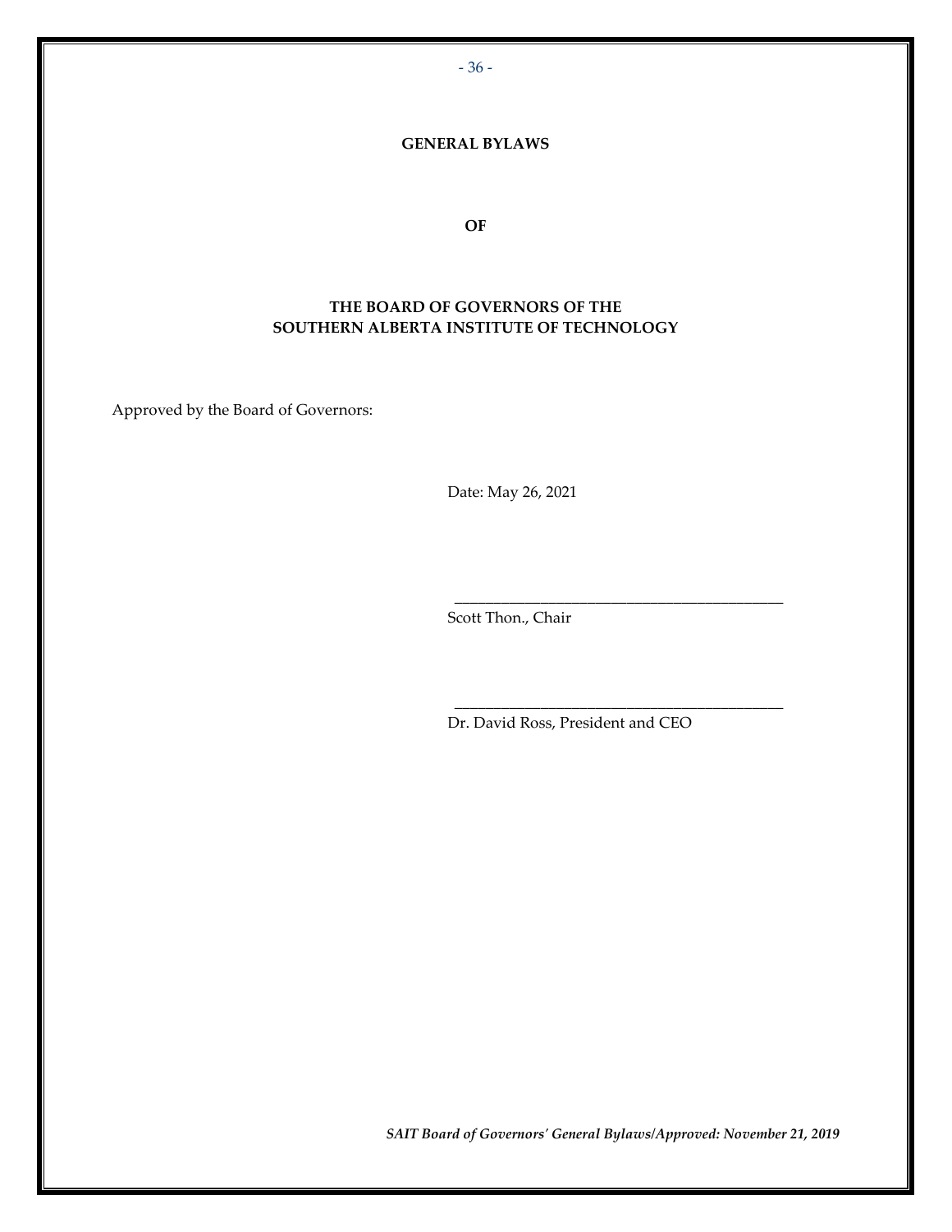**GENERAL BYLAWS**

**OF**

**THE BOARD OF GOVERNORS OF THE SOUTHERN ALBERTA INSTITUTE OF TECHNOLOGY**

Approved by the Board of Governors:

Date: May 26, 2021

_____________________________________________

Scott Thon., Chair

_____________________________________________

Dr. David Ross, President and CEO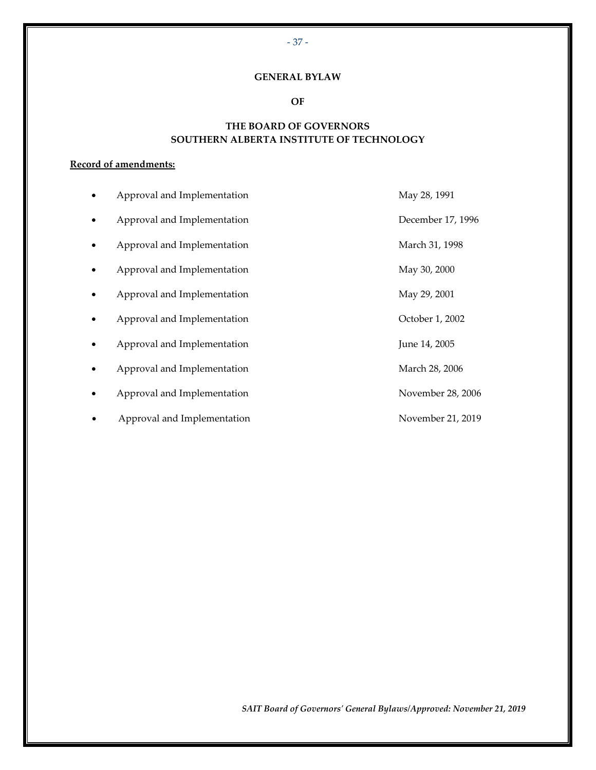**GENERAL BYLAW**

**OF**

**THE BOARD OF GOVERNORS**
**SOUTHERN ALBERTA INSTITUTE OF TECHNOLOGY**

**Record of amendments:**

| | |
|---|---|
| • Approval and Implementation | May 28, 1991 |
| • Approval and Implementation | December 17, 1996 |
| • Approval and Implementation | March 31, 1998 |
| • Approval and Implementation | May 30, 2000 |
| • Approval and Implementation | May 29, 2001 |
| • Approval and Implementation | October 1, 2002 |
| • Approval and Implementation | June 14, 2005 |
| • Approval and Implementation | March 28, 2006 |
| • Approval and Implementation | November 28, 2006 |
| • Approval and Implementation | November 21, 2019 |